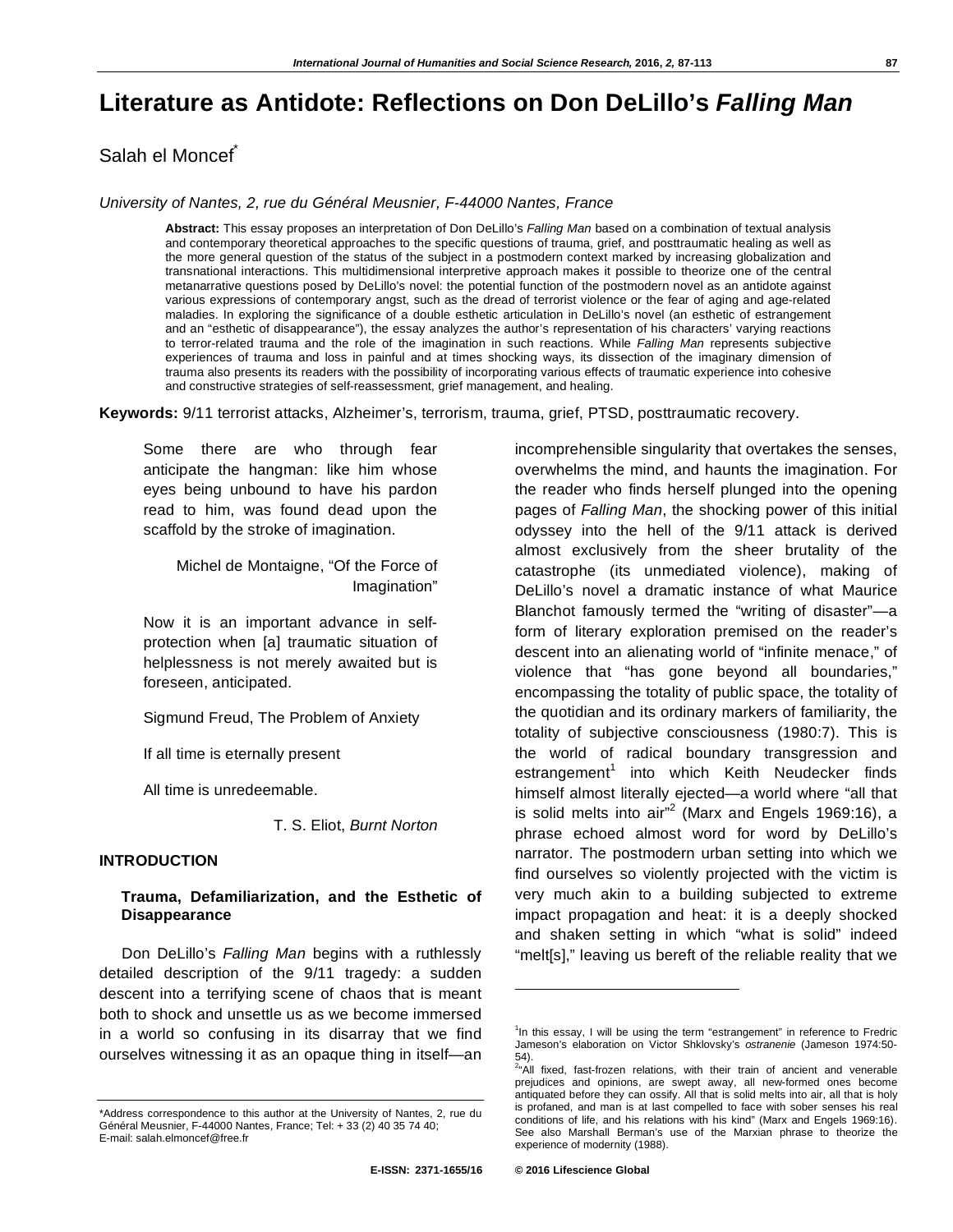# Literature as Antidote: Reflections on Don DeLillo's *Falling Man*

Salah el Moncef[*]

*University of Nantes, 2, rue du Général Meusnier, F-44000 Nantes, France*

**Abstract:** This essay proposes an interpretation of Don DeLillo's *Falling Man* based on a combination of textual analysis and contemporary theoretical approaches to the specific questions of trauma, grief, and posttraumatic healing as well as the more general question of the status of the subject in a postmodern context marked by increasing globalization and transnational interactions. This multidimensional interpretive approach makes it possible to theorize one of the central metanarrative questions posed by DeLillo's novel: the potential function of the postmodern novel as an antidote against various expressions of contemporary angst, such as the dread of terrorist violence or the fear of aging and age-related maladies. In exploring the significance of a double esthetic articulation in DeLillo's novel (an esthetic of estrangement and an "esthetic of disappearance"), the essay analyzes the author's representation of his characters' varying reactions to terror-related trauma and the role of the imagination in such reactions. While *Falling Man* represents subjective experiences of trauma and loss in painful and at times shocking ways, its dissection of the imaginary dimension of trauma also presents its readers with the possibility of incorporating various effects of traumatic experience into cohesive and constructive strategies of self-reassessment, grief management, and healing.

**Keywords:** 9/11 terrorist attacks, Alzheimer's, terrorism, trauma, grief, PTSD, posttraumatic recovery.

> Some there are who through fear anticipate the hangman: like him whose eyes being unbound to have his pardon read to him, was found dead upon the scaffold by the stroke of imagination.
>
> Michel de Montaigne, "Of the Force of Imagination"

> Now it is an important advance in self-protection when [a] traumatic situation of helplessness is not merely awaited but is foreseen, anticipated.
>
> Sigmund Freud, The Problem of Anxiety

> If all time is eternally present
>
> All time is unredeemable.
>
> T. S. Eliot, *Burnt Norton*

## INTRODUCTION

### Trauma, Defamiliarization, and the Esthetic of Disappearance

Don DeLillo's *Falling Man* begins with a ruthlessly detailed description of the 9/11 tragedy: a sudden descent into a terrifying scene of chaos that is meant both to shock and unsettle us as we become immersed in a world so confusing in its disarray that we find ourselves witnessing it as an opaque thing in itself—an incomprehensible singularity that overtakes the senses, overwhelms the mind, and haunts the imagination. For the reader who finds herself plunged into the opening pages of *Falling Man*, the shocking power of this initial odyssey into the hell of the 9/11 attack is derived almost exclusively from the sheer brutality of the catastrophe (its unmediated violence), making of DeLillo's novel a dramatic instance of what Maurice Blanchot famously termed the "writing of disaster"—a form of literary exploration premised on the reader's descent into an alienating world of "infinite menace," of violence that "has gone beyond all boundaries," encompassing the totality of public space, the totality of the quotidian and its ordinary markers of familiarity, the totality of subjective consciousness (1980:7). This is the world of radical boundary transgression and estrangement[1] into which Keith Neudecker finds himself almost literally ejected—a world where "all that is solid melts into air"[2] (Marx and Engels 1969:16), a phrase echoed almost word for word by DeLillo's narrator. The postmodern urban setting into which we find ourselves so violently projected with the victim is very much akin to a building subjected to extreme impact propagation and heat: it is a deeply shocked and shaken setting in which "what is solid" indeed "melt[s]," leaving us bereft of the reliable reality that we

---

[1] In this essay, I will be using the term "estrangement" in reference to Fredric Jameson's elaboration on Victor Shklovsky's *ostranenie* (Jameson 1974:50-54).

[2] "All fixed, fast-frozen relations, with their train of ancient and venerable prejudices and opinions, are swept away, all new-formed ones become antiquated before they can ossify. All that is solid melts into air, all that is holy is profaned, and man is at last compelled to face with sober senses his real conditions of life, and his relations with his kind" (Marx and Engels 1969:16). See also Marshall Berman's use of the Marxian phrase to theorize the experience of modernity (1988).

[*] Address correspondence to this author at the University of Nantes, 2, rue du Général Meusnier, F-44000 Nantes, France; Tel: + 33 (2) 40 35 74 40; E-mail: salah.elmoncef@free.fr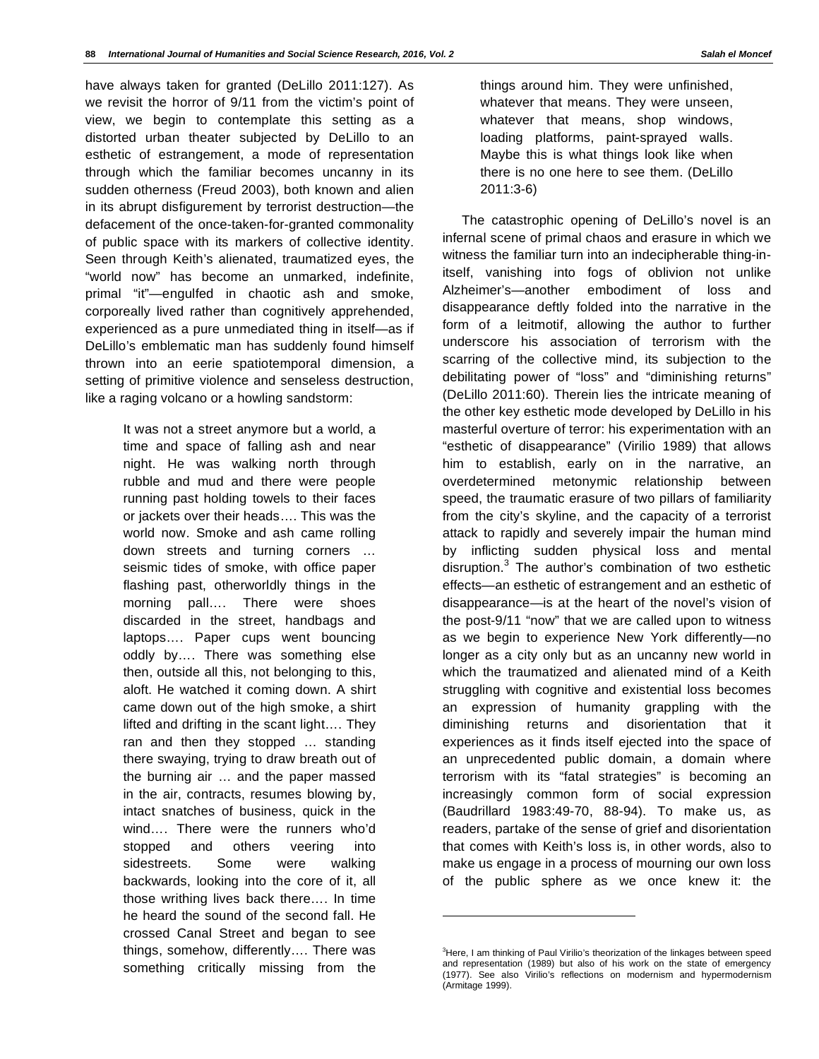have always taken for granted (DeLillo 2011:127). As we revisit the horror of 9/11 from the victim's point of view, we begin to contemplate this setting as a distorted urban theater subjected by DeLillo to an esthetic of estrangement, a mode of representation through which the familiar becomes uncanny in its sudden otherness (Freud 2003), both known and alien in its abrupt disfigurement by terrorist destruction—the defacement of the once-taken-for-granted commonality of public space with its markers of collective identity. Seen through Keith's alienated, traumatized eyes, the "world now" has become an unmarked, indefinite, primal "it"—engulfed in chaotic ash and smoke, corporeally lived rather than cognitively apprehended, experienced as a pure unmediated thing in itself—as if DeLillo's emblematic man has suddenly found himself thrown into an eerie spatiotemporal dimension, a setting of primitive violence and senseless destruction, like a raging volcano or a howling sandstorm:

> It was not a street anymore but a world, a time and space of falling ash and near night. He was walking north through rubble and mud and there were people running past holding towels to their faces or jackets over their heads…. This was the world now. Smoke and ash came rolling down streets and turning corners … seismic tides of smoke, with office paper flashing past, otherworldly things in the morning pall…. There were shoes discarded in the street, handbags and laptops…. Paper cups went bouncing oddly by…. There was something else then, outside all this, not belonging to this, aloft. He watched it coming down. A shirt came down out of the high smoke, a shirt lifted and drifting in the scant light…. They ran and then they stopped … standing there swaying, trying to draw breath out of the burning air … and the paper massed in the air, contracts, resumes blowing by, intact snatches of business, quick in the wind…. There were the runners who'd stopped and others veering into sidestreets. Some were walking backwards, looking into the core of it, all those writhing lives back there…. In time he heard the sound of the second fall. He crossed Canal Street and began to see things, somehow, differently…. There was something critically missing from the things around him. They were unfinished, whatever that means. They were unseen, whatever that means, shop windows, loading platforms, paint-sprayed walls. Maybe this is what things look like when there is no one here to see them. (DeLillo 2011:3-6)

The catastrophic opening of DeLillo's novel is an infernal scene of primal chaos and erasure in which we witness the familiar turn into an indecipherable thing-in-itself, vanishing into fogs of oblivion not unlike Alzheimer's—another embodiment of loss and disappearance deftly folded into the narrative in the form of a leitmotif, allowing the author to further underscore his association of terrorism with the scarring of the collective mind, its subjection to the debilitating power of "loss" and "diminishing returns" (DeLillo 2011:60). Therein lies the intricate meaning of the other key esthetic mode developed by DeLillo in his masterful overture of terror: his experimentation with an "esthetic of disappearance" (Virilio 1989) that allows him to establish, early on in the narrative, an overdetermined metonymic relationship between speed, the traumatic erasure of two pillars of familiarity from the city's skyline, and the capacity of a terrorist attack to rapidly and severely impair the human mind by inflicting sudden physical loss and mental disruption.[3] The author's combination of two esthetic effects—an esthetic of estrangement and an esthetic of disappearance—is at the heart of the novel's vision of the post-9/11 "now" that we are called upon to witness as we begin to experience New York differently—no longer as a city only but as an uncanny new world in which the traumatized and alienated mind of a Keith struggling with cognitive and existential loss becomes an expression of humanity grappling with the diminishing returns and disorientation that it experiences as it finds itself ejected into the space of an unprecedented public domain, a domain where terrorism with its "fatal strategies" is becoming an increasingly common form of social expression (Baudrillard 1983:49-70, 88-94). To make us, as readers, partake of the sense of grief and disorientation that comes with Keith's loss is, in other words, also to make us engage in a process of mourning our own loss of the public sphere as we once knew it: the

[3]Here, I am thinking of Paul Virilio's theorization of the linkages between speed and representation (1989) but also of his work on the state of emergency (1977). See also Virilio's reflections on modernism and hypermodernism (Armitage 1999).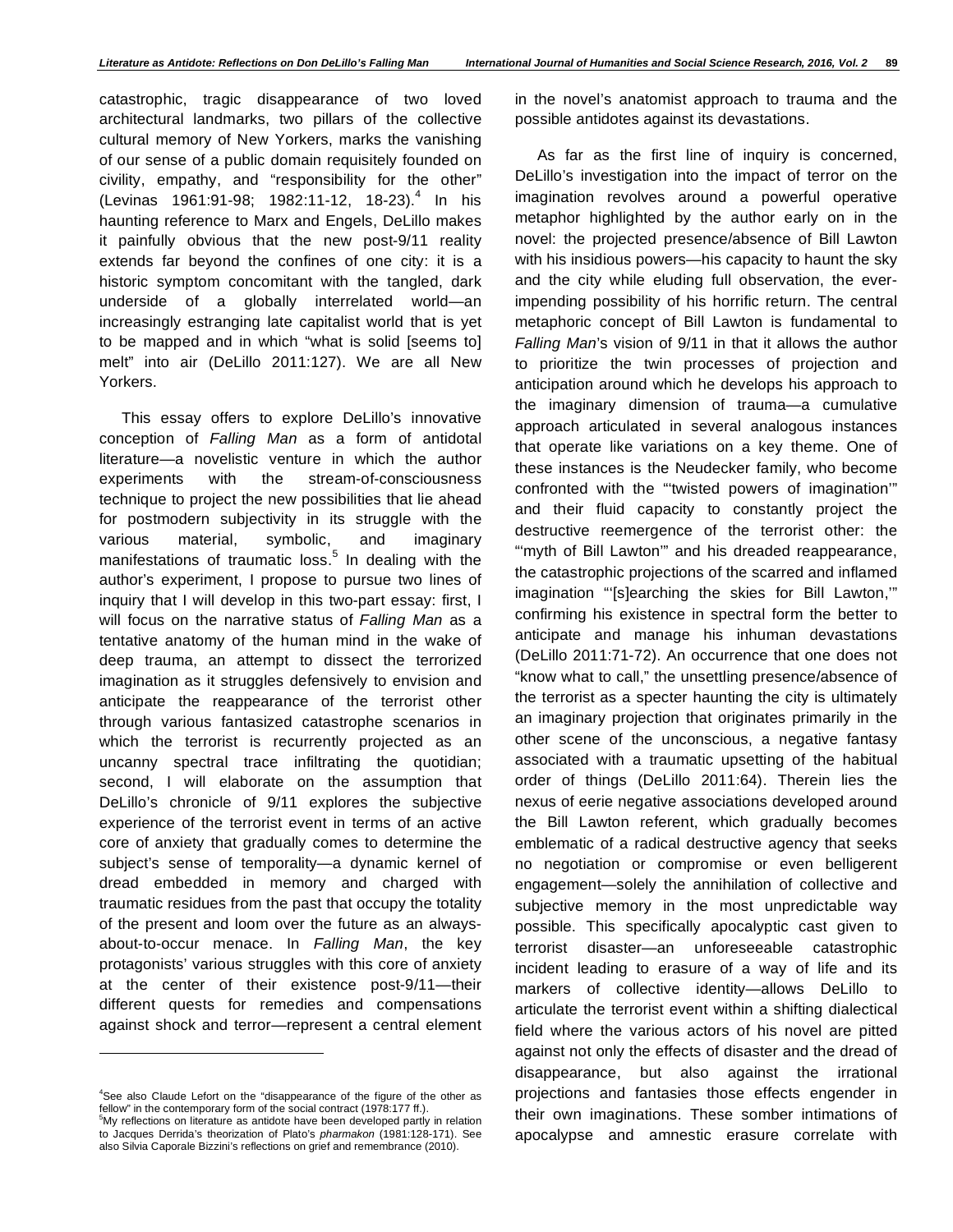catastrophic, tragic disappearance of two loved architectural landmarks, two pillars of the collective cultural memory of New Yorkers, marks the vanishing of our sense of a public domain requisitely founded on civility, empathy, and "responsibility for the other" (Levinas 1961:91-98; 1982:11-12, 18-23).[4] In his haunting reference to Marx and Engels, DeLillo makes it painfully obvious that the new post-9/11 reality extends far beyond the confines of one city: it is a historic symptom concomitant with the tangled, dark underside of a globally interrelated world—an increasingly estranging late capitalist world that is yet to be mapped and in which "what is solid [seems to] melt" into air (DeLillo 2011:127). We are all New Yorkers.

This essay offers to explore DeLillo's innovative conception of *Falling Man* as a form of antidotal literature—a novelistic venture in which the author experiments with the stream-of-consciousness technique to project the new possibilities that lie ahead for postmodern subjectivity in its struggle with the various material, symbolic, and imaginary manifestations of traumatic loss.[5] In dealing with the author's experiment, I propose to pursue two lines of inquiry that I will develop in this two-part essay: first, I will focus on the narrative status of *Falling Man* as a tentative anatomy of the human mind in the wake of deep trauma, an attempt to dissect the terrorized imagination as it struggles defensively to envision and anticipate the reappearance of the terrorist other through various fantasized catastrophe scenarios in which the terrorist is recurrently projected as an uncanny spectral trace infiltrating the quotidian; second, I will elaborate on the assumption that DeLillo's chronicle of 9/11 explores the subjective experience of the terrorist event in terms of an active core of anxiety that gradually comes to determine the subject's sense of temporality—a dynamic kernel of dread embedded in memory and charged with traumatic residues from the past that occupy the totality of the present and loom over the future as an always-about-to-occur menace. In *Falling Man*, the key protagonists' various struggles with this core of anxiety at the center of their existence post-9/11—their different quests for remedies and compensations against shock and terror—represent a central element in the novel's anatomist approach to trauma and the possible antidotes against its devastations.

As far as the first line of inquiry is concerned, DeLillo's investigation into the impact of terror on the imagination revolves around a powerful operative metaphor highlighted by the author early on in the novel: the projected presence/absence of Bill Lawton with his insidious powers—his capacity to haunt the sky and the city while eluding full observation, the ever-impending possibility of his horrific return. The central metaphoric concept of Bill Lawton is fundamental to *Falling Man*'s vision of 9/11 in that it allows the author to prioritize the twin processes of projection and anticipation around which he develops his approach to the imaginary dimension of trauma—a cumulative approach articulated in several analogous instances that operate like variations on a key theme. One of these instances is the Neudecker family, who become confronted with the "'twisted powers of imagination'" and their fluid capacity to constantly project the destructive reemergence of the terrorist other: the "'myth of Bill Lawton'" and his dreaded reappearance, the catastrophic projections of the scarred and inflamed imagination "'[s]earching the skies for Bill Lawton,'" confirming his existence in spectral form the better to anticipate and manage his inhuman devastations (DeLillo 2011:71-72). An occurrence that one does not "know what to call," the unsettling presence/absence of the terrorist as a specter haunting the city is ultimately an imaginary projection that originates primarily in the other scene of the unconscious, a negative fantasy associated with a traumatic upsetting of the habitual order of things (DeLillo 2011:64). Therein lies the nexus of eerie negative associations developed around the Bill Lawton referent, which gradually becomes emblematic of a radical destructive agency that seeks no negotiation or compromise or even belligerent engagement—solely the annihilation of collective and subjective memory in the most unpredictable way possible. This specifically apocalyptic cast given to terrorist disaster—an unforeseeable catastrophic incident leading to erasure of a way of life and its markers of collective identity—allows DeLillo to articulate the terrorist event within a shifting dialectical field where the various actors of his novel are pitted against not only the effects of disaster and the dread of disappearance, but also against the irrational projections and fantasies those effects engender in their own imaginations. These somber intimations of apocalypse and amnestic erasure correlate with

---

[4]See also Claude Lefort on the "disappearance of the figure of the other as fellow" in the contemporary form of the social contract (1978:177 ff.).

[5]My reflections on literature as antidote have been developed partly in relation to Jacques Derrida's theorization of Plato's *pharmakon* (1981:128-171). See also Silvia Caporale Bizzini's reflections on grief and remembrance (2010).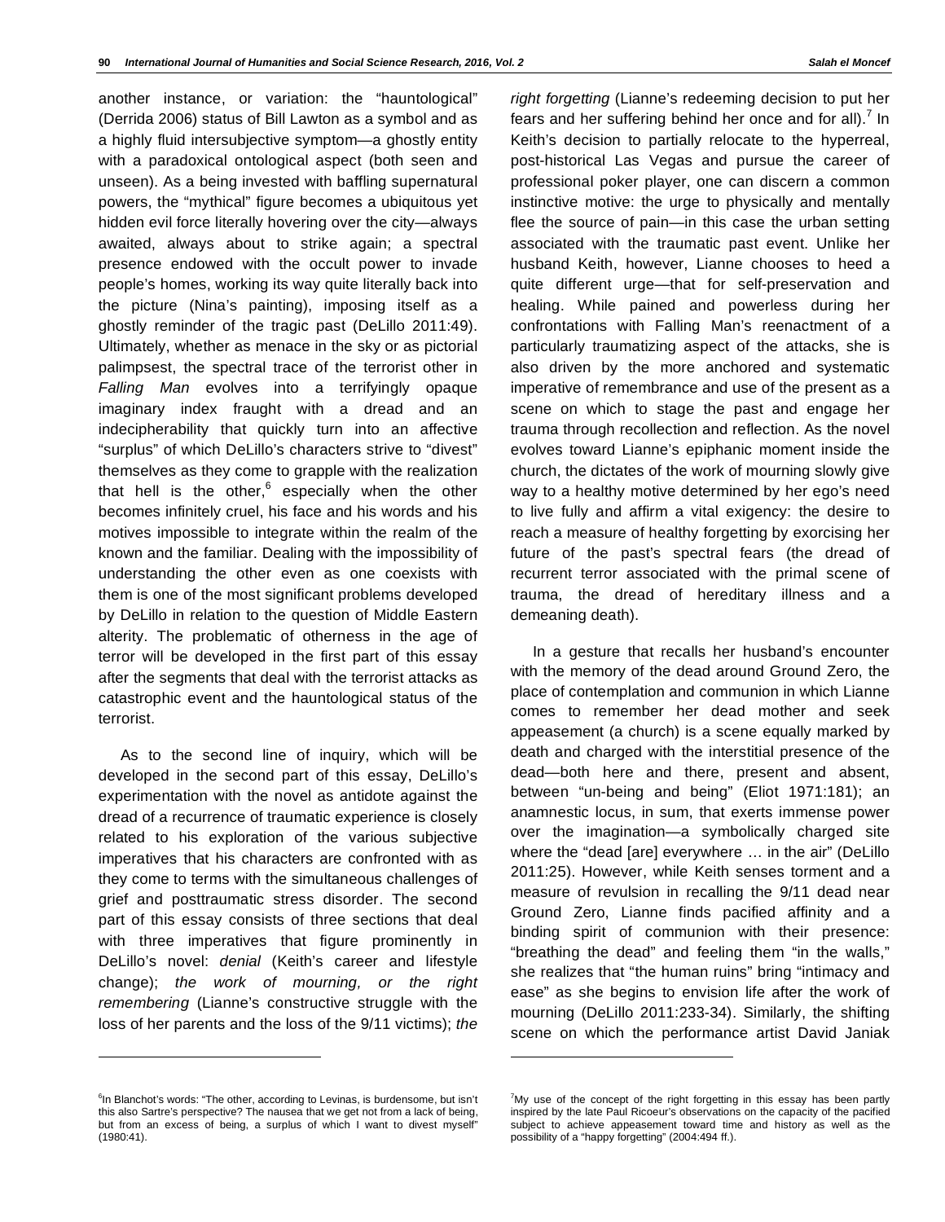another instance, or variation: the "hauntological" (Derrida 2006) status of Bill Lawton as a symbol and as a highly fluid intersubjective symptom—a ghostly entity with a paradoxical ontological aspect (both seen and unseen). As a being invested with baffling supernatural powers, the "mythical" figure becomes a ubiquitous yet hidden evil force literally hovering over the city—always awaited, always about to strike again; a spectral presence endowed with the occult power to invade people's homes, working its way quite literally back into the picture (Nina's painting), imposing itself as a ghostly reminder of the tragic past (DeLillo 2011:49). Ultimately, whether as menace in the sky or as pictorial palimpsest, the spectral trace of the terrorist other in *Falling Man* evolves into a terrifyingly opaque imaginary index fraught with a dread and an indecipherability that quickly turn into an affective "surplus" of which DeLillo's characters strive to "divest" themselves as they come to grapple with the realization that hell is the other,[6] especially when the other becomes infinitely cruel, his face and his words and his motives impossible to integrate within the realm of the known and the familiar. Dealing with the impossibility of understanding the other even as one coexists with them is one of the most significant problems developed by DeLillo in relation to the question of Middle Eastern alterity. The problematic of otherness in the age of terror will be developed in the first part of this essay after the segments that deal with the terrorist attacks as catastrophic event and the hauntological status of the terrorist.

As to the second line of inquiry, which will be developed in the second part of this essay, DeLillo's experimentation with the novel as antidote against the dread of a recurrence of traumatic experience is closely related to his exploration of the various subjective imperatives that his characters are confronted with as they come to terms with the simultaneous challenges of grief and posttraumatic stress disorder. The second part of this essay consists of three sections that deal with three imperatives that figure prominently in DeLillo's novel: *denial* (Keith's career and lifestyle change); *the work of mourning, or the right remembering* (Lianne's constructive struggle with the loss of her parents and the loss of the 9/11 victims); *the right forgetting* (Lianne's redeeming decision to put her fears and her suffering behind her once and for all).[7] In Keith's decision to partially relocate to the hyperreal, post-historical Las Vegas and pursue the career of professional poker player, one can discern a common instinctive motive: the urge to physically and mentally flee the source of pain—in this case the urban setting associated with the traumatic past event. Unlike her husband Keith, however, Lianne chooses to heed a quite different urge—that for self-preservation and healing. While pained and powerless during her confrontations with Falling Man's reenactment of the attacks, she is also driven by the more anchored and systematic imperative of remembrance and use of the present as a scene on which to stage the past and engage her trauma through recollection and reflection. As the novel evolves toward Lianne's epiphanic moment inside the church, the dictates of the work of mourning slowly give way to a healthy motive determined by her ego's need to live fully and affirm a vital exigency: the desire to reach a measure of healthy forgetting by exorcising her future of the past's spectral fears (the dread of recurrent terror associated with the primal scene of trauma, the dread of hereditary illness and a demeaning death).

In a gesture that recalls her husband's encounter with the memory of the dead around Ground Zero, the place of contemplation and communion in which Lianne comes to remember her dead mother and seek appeasement (a church) is a scene equally marked by death and charged with the interstitial presence of the dead—both here and there, present and absent, between "un-being and being" (Eliot 1971:181); an anamnestic locus, in sum, that exerts immense power over the imagination—a symbolically charged site where the "dead [are] everywhere … in the air" (DeLillo 2011:25). However, while Keith senses torment and a measure of revulsion in recalling the 9/11 dead near Ground Zero, Lianne finds pacified affinity and a binding spirit of communion with their presence: "breathing the dead" and feeling them "in the walls," she realizes that "the human ruins" bring "intimacy and ease" as she begins to envision life after the work of mourning (DeLillo 2011:233-34). Similarly, the shifting scene on which the performance artist David Janiak

---

[6] In Blanchot's words: "The other, according to Levinas, is burdensome, but isn't this also Sartre's perspective? The nausea that we get not from a lack of being, but from an excess of being, a surplus of which I want to divest myself" (1980:41).

[7] My use of the concept of the right forgetting in this essay has been partly inspired by the late Paul Ricoeur's observations on the capacity of the pacified subject to achieve appeasement toward time and history as well as the possibility of a "happy forgetting" (2004:494 ff.).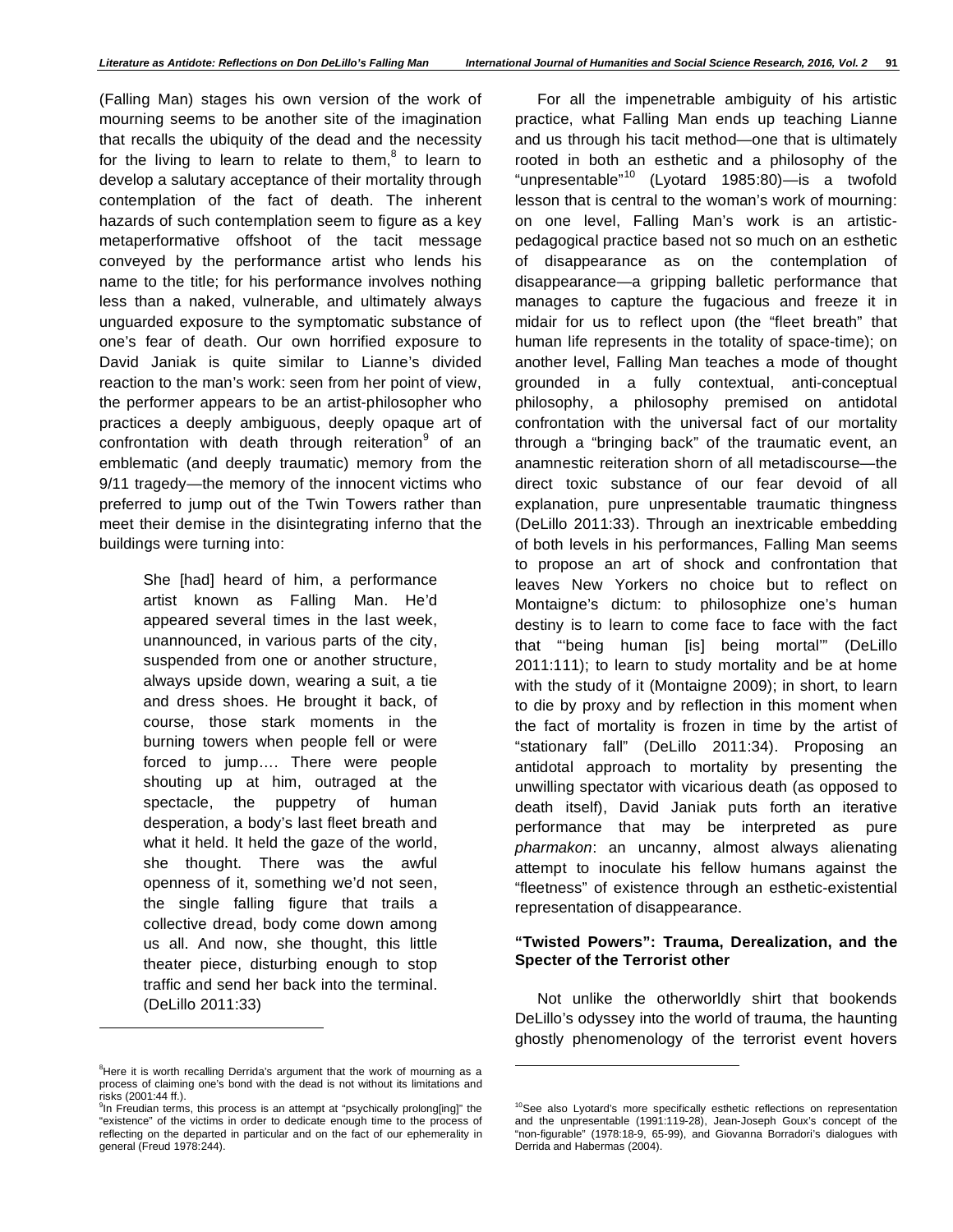(Falling Man) stages his own version of the work of mourning seems to be another site of the imagination that recalls the ubiquity of the dead and the necessity for the living to learn to relate to them,[8] to learn to develop a salutary acceptance of their mortality through contemplation of the fact of death. The inherent hazards of such contemplation seem to figure as a key metaperformative offshoot of the tacit message conveyed by the performance artist who lends his name to the title; for his performance involves nothing less than a naked, vulnerable, and ultimately always unguarded exposure to the symptomatic substance of one's fear of death. Our own horrified exposure to David Janiak is quite similar to Lianne's divided reaction to the man's work: seen from her point of view, the performer appears to be an artist-philosopher who practices a deeply ambiguous, deeply opaque art of confrontation with death through reiteration[9] of an emblematic (and deeply traumatic) memory from the 9/11 tragedy—the memory of the innocent victims who preferred to jump out of the Twin Towers rather than meet their demise in the disintegrating inferno that the buildings were turning into:

> She [had] heard of him, a performance artist known as Falling Man. He'd appeared several times in the last week, unannounced, in various parts of the city, suspended from one or another structure, always upside down, wearing a suit, a tie and dress shoes. He brought it back, of course, those stark moments in the burning towers when people fell or were forced to jump.... There were people shouting up at him, outraged at the spectacle, the puppetry of human desperation, a body's last fleet breath and what it held. It held the gaze of the world, she thought. There was the awful openness of it, something we'd not seen, the single falling figure that trails a collective dread, body come down among us all. And now, she thought, this little theater piece, disturbing enough to stop traffic and send her back into the terminal. (DeLillo 2011:33)

For all the impenetrable ambiguity of his artistic practice, what Falling Man ends up teaching Lianne and us through his tacit method—one that is ultimately rooted in both an esthetic and a philosophy of the "unpresentable"[10] (Lyotard 1985:80)—is a twofold lesson that is central to the woman's work of mourning: on one level, Falling Man's work is an artistic-pedagogical practice based not so much on an esthetic of disappearance as on the contemplation of disappearance—a gripping balletic performance that manages to capture the fugacious and freeze it in midair for us to reflect upon (the "fleet breath" that human life represents in the totality of space-time); on another level, Falling Man teaches a mode of thought grounded in a fully contextual, anti-conceptual philosophy, a philosophy premised on antidotal confrontation with the universal fact of our mortality through a "bringing back" of the traumatic event, an anamnestic reiteration shorn of all metadiscourse—the direct toxic substance of our fear devoid of all explanation, pure unpresentable traumatic thingness (DeLillo 2011:33). Through an inextricable embedding of both levels in his performances, Falling Man seems to propose an art of shock and confrontation that leaves New Yorkers no choice but to reflect on Montaigne's dictum: to philosophize one's human destiny is to learn to come face to face with the fact that "'being human [is] being mortal'" (DeLillo 2011:111); to learn to study mortality and be at home with the study of it (Montaigne 2009); in short, to learn to die by proxy and by reflection in this moment when the fact of mortality is frozen in time by the artist of "stationary fall" (DeLillo 2011:34). Proposing an antidotal approach to mortality by presenting the unwilling spectator with vicarious death (as opposed to death itself), David Janiak puts forth an iterative performance that may be interpreted as pure *pharmakon*: an uncanny, almost always alienating attempt to inoculate his fellow humans against the "fleetness" of existence through an esthetic-existential representation of disappearance.

### "Twisted Powers": Trauma, Derealization, and the Specter of the Terrorist other

Not unlike the otherworldly shirt that bookends DeLillo's odyssey into the world of trauma, the haunting ghostly phenomenology of the terrorist event hovers

---

[8] Here it is worth recalling Derrida's argument that the work of mourning as a process of claiming one's bond with the dead is not without its limitations and risks (2001:44 ff.).

[9] In Freudian terms, this process is an attempt at "psychically prolong[ing]" the "existence" of the victims in order to dedicate enough time to the process of reflecting on the departed in particular and on the fact of our ephemerality in general (Freud 1978:244).

[10] See also Lyotard's more specifically esthetic reflections on representation and the unpresentable (1991:119-28), Jean-Joseph Goux's concept of the "non-figurable" (1978:18-9, 65-99), and Giovanna Borradori's dialogues with Derrida and Habermas (2004).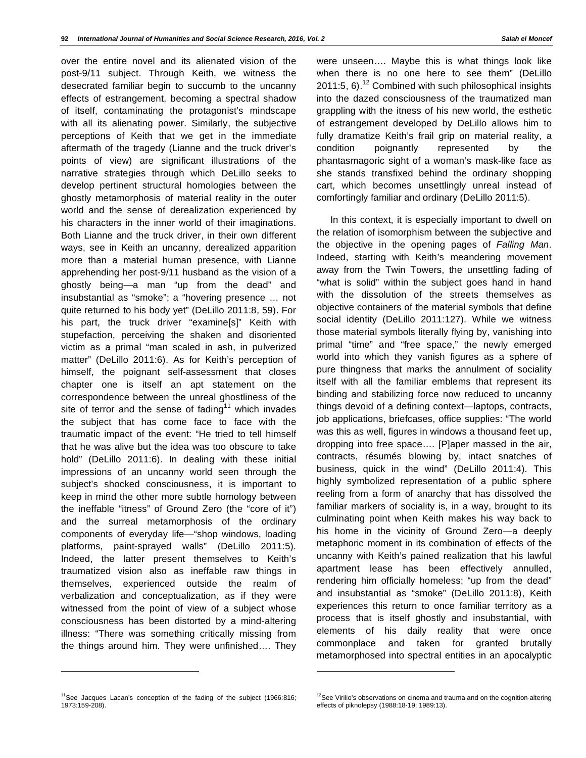over the entire novel and its alienated vision of the post-9/11 subject. Through Keith, we witness the desecrated familiar begin to succumb to the uncanny effects of estrangement, becoming a spectral shadow of itself, contaminating the protagonist's mindscape with all its alienating power. Similarly, the subjective perceptions of Keith that we get in the immediate aftermath of the tragedy (Lianne and the truck driver's points of view) are significant illustrations of the narrative strategies through which DeLillo seeks to develop pertinent structural homologies between the ghostly metamorphosis of material reality in the outer world and the sense of derealization experienced by his characters in the inner world of their imaginations. Both Lianne and the truck driver, in their own different ways, see in Keith an uncanny, derealized apparition more than a material human presence, with Lianne apprehending her post-9/11 husband as the vision of a ghostly being—a man "up from the dead" and insubstantial as "smoke"; a "hovering presence … not quite returned to his body yet" (DeLillo 2011:8, 59). For his part, the truck driver "examine[s]" Keith with stupefaction, perceiving the shaken and disoriented victim as a primal "man scaled in ash, in pulverized matter" (DeLillo 2011:6). As for Keith's perception of himself, the poignant self-assessment that closes chapter one is itself an apt statement on the correspondence between the unreal ghostliness of the site of terror and the sense of fading[11] which invades the subject that has come face to face with the traumatic impact of the event: "He tried to tell himself that he was alive but the idea was too obscure to take hold" (DeLillo 2011:6). In dealing with these initial impressions of an uncanny world seen through the subject's shocked consciousness, it is important to keep in mind the other more subtle homology between the ineffable "itness" of Ground Zero (the "core of it") and the surreal metamorphosis of the ordinary components of everyday life—"shop windows, loading platforms, paint-sprayed walls" (DeLillo 2011:5). Indeed, the latter present themselves to Keith's traumatized vision also as ineffable raw things in themselves, experienced outside the realm of verbalization and conceptualization, as if they were witnessed from the point of view of a subject whose consciousness has been distorted by a mind-altering illness: "There was something critically missing from the things around him. They were unfinished…. They were unseen…. Maybe this is what things look like when there is no one here to see them" (DeLillo 2011:5, 6).[12] Combined with such philosophical insights into the dazed consciousness of the traumatized man grappling with the itness of his new world, the esthetic of estrangement developed by DeLillo allows him to fully dramatize Keith's frail grip on material reality, a condition poignantly represented by the phantasmagoric sight of a woman's mask-like face as she stands transfixed behind the ordinary shopping cart, which becomes unsettlingly unreal instead of comfortingly familiar and ordinary (DeLillo 2011:5).

In this context, it is especially important to dwell on the relation of isomorphism between the subjective and the objective in the opening pages of *Falling Man*. Indeed, starting with Keith's meandering movement away from the Twin Towers, the unsettling fading of "what is solid" within the subject goes hand in hand with the dissolution of the streets themselves as objective containers of the material symbols that define social identity (DeLillo 2011:127). While we witness those material symbols literally flying by, vanishing into primal "time" and "free space," the newly emerged world into which they vanish figures as a sphere of pure thingness that marks the annulment of sociality itself with all the familiar emblems that represent its binding and stabilizing force now reduced to uncanny things devoid of a defining context—laptops, contracts, job applications, briefcases, office supplies: "The world was this as well, figures in windows a thousand feet up, dropping into free space…. [P]aper massed in the air, contracts, résumés blowing by, intact snatches of business, quick in the wind" (DeLillo 2011:4). This highly symbolized representation of a public sphere reeling from a form of anarchy that has dissolved the familiar markers of sociality is, in a way, brought to its culminating point when Keith makes his way back to his home in the vicinity of Ground Zero—a deeply metaphoric moment in its combination of effects of the uncanny with Keith's pained realization that his lawful apartment lease has been effectively annulled, rendering him officially homeless: "up from the dead" and insubstantial as "smoke" (DeLillo 2011:8), Keith experiences this return to once familiar territory as a process that is itself ghostly and insubstantial, with elements of his daily reality that were once commonplace and taken for granted brutally metamorphosed into spectral entities in an apocalyptic

---

[11]See Jacques Lacan's conception of the fading of the subject (1966:816; 1973:159-208).

[12]See Virilio's observations on cinema and trauma and on the cognition-altering effects of piknolepsy (1988:18-19; 1989:13).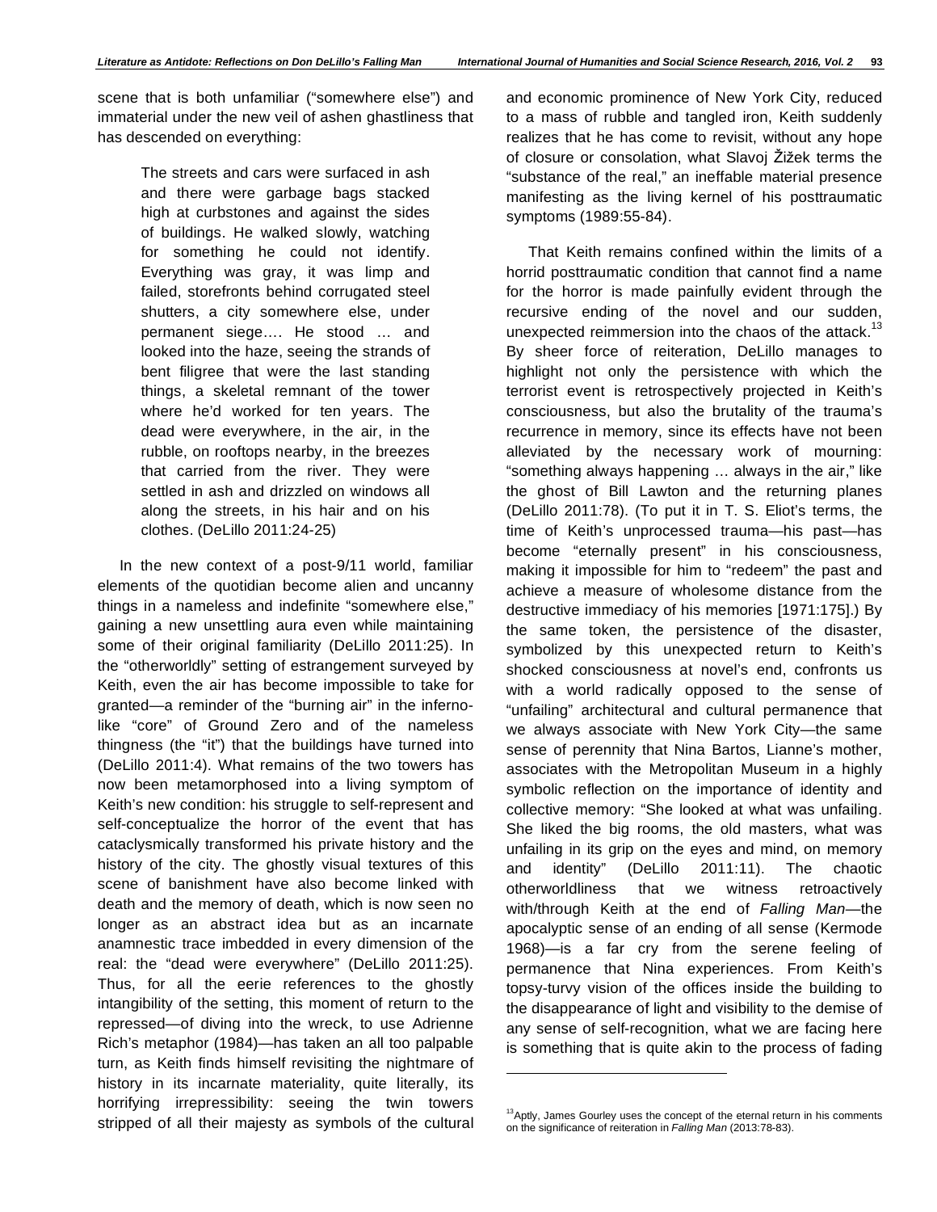scene that is both unfamiliar ("somewhere else") and immaterial under the new veil of ashen ghastliness that has descended on everything:

> The streets and cars were surfaced in ash and there were garbage bags stacked high at curbstones and against the sides of buildings. He walked slowly, watching for something he could not identify. Everything was gray, it was limp and failed, storefronts behind corrugated steel shutters, a city somewhere else, under permanent siege…. He stood … and looked into the haze, seeing the strands of bent filigree that were the last standing things, a skeletal remnant of the tower where he'd worked for ten years. The dead were everywhere, in the air, in the rubble, on rooftops nearby, in the breezes that carried from the river. They were settled in ash and drizzled on windows all along the streets, in his hair and on his clothes. (DeLillo 2011:24-25)

In the new context of a post-9/11 world, familiar elements of the quotidian become alien and uncanny things in a nameless and indefinite "somewhere else," gaining a new unsettling aura even while maintaining some of their original familiarity (DeLillo 2011:25). In the "otherworldly" setting of estrangement surveyed by Keith, even the air has become impossible to take for granted—a reminder of the "burning air" in the inferno-like "core" of Ground Zero and of the nameless thingness (the "it") that the buildings have turned into (DeLillo 2011:4). What remains of the two towers has now been metamorphosed into a living symptom of Keith's new condition: his struggle to self-represent and self-conceptualize the horror of the event that has cataclysmically transformed his private history and the history of the city. The ghostly visual textures of this scene of banishment have also become linked with death and the memory of death, which is now seen no longer as an abstract idea but as an incarnate anamnestic trace imbedded in every dimension of the real: the "dead were everywhere" (DeLillo 2011:25). Thus, for all the eerie references to the ghostly intangibility of the setting, this moment of return to the repressed—of diving into the wreck, to use Adrienne Rich's metaphor (1984)—has taken an all too palpable turn, as Keith finds himself revisiting the nightmare of history in its incarnate materiality, quite literally, its horrifying irrepressibility: seeing the twin towers stripped of all their majesty as symbols of the cultural and economic prominence of New York City, reduced to a mass of rubble and tangled iron, Keith suddenly realizes that he has come to revisit, without any hope of closure or consolation, what Slavoj Žižek terms the "substance of the real," an ineffable material presence manifesting as the living kernel of his posttraumatic symptoms (1989:55-84).

That Keith remains confined within the limits of a horrid posttraumatic condition that cannot find a name for the horror is made painfully evident through the recursive ending of the novel and our sudden, unexpected reimmersion into the chaos of the attack.[13] By sheer force of reiteration, DeLillo manages to highlight not only the persistence with which the terrorist event is retrospectively projected in Keith's consciousness, but also the brutality of the trauma's recurrence in memory, since its effects have not been alleviated by the necessary work of mourning: "something always happening … always in the air," like the ghost of Bill Lawton and the returning planes (DeLillo 2011:78). (To put it in T. S. Eliot's terms, the time of Keith's unprocessed trauma—his past—has become "eternally present" in his consciousness, making it impossible for him to "redeem" the past and achieve a measure of wholesome distance from the destructive immediacy of his memories [1971:175].) By the same token, the persistence of the disaster, symbolized by this unexpected return to Keith's shocked consciousness at novel's end, confronts us with a world radically opposed to the sense of "unfailing" architectural and cultural permanence that we always associate with New York City—the same sense of perennity that Nina Bartos, Lianne's mother, associates with the Metropolitan Museum in a highly symbolic reflection on the importance of identity and collective memory: "She looked at what was unfailing. She liked the big rooms, the old masters, what was unfailing in its grip on the eyes and mind, on memory and identity" (DeLillo 2011:11). The chaotic otherworldliness that we witness retroactively with/through Keith at the end of *Falling Man*—the apocalyptic sense of an ending of all sense (Kermode 1968)—is a far cry from the serene feeling of permanence that Nina experiences. From Keith's topsy-turvy vision of the offices inside the building to the disappearance of light and visibility to the demise of any sense of self-recognition, what we are facing here is something that is quite akin to the process of fading

---

[13] Aptly, James Gourley uses the concept of the eternal return in his comments on the significance of reiteration in *Falling Man* (2013:78-83).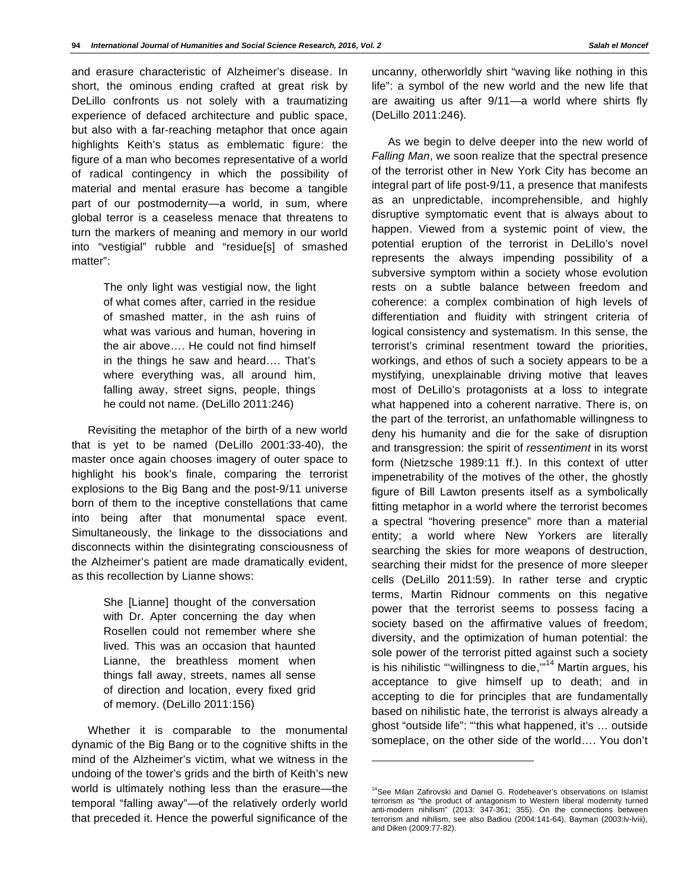and erasure characteristic of Alzheimer's disease. In short, the ominous ending crafted at great risk by DeLillo confronts us not solely with a traumatizing experience of defaced architecture and public space, but also with a far-reaching metaphor that once again highlights Keith's status as emblematic figure: the figure of a man who becomes representative of a world of radical contingency in which the possibility of material and mental erasure has become a tangible part of our postmodernity—a world, in sum, where global terror is a ceaseless menace that threatens to turn the markers of meaning and memory in our world into "vestigial" rubble and "residue[s] of smashed matter":

> The only light was vestigial now, the light of what comes after, carried in the residue of smashed matter, in the ash ruins of what was various and human, hovering in the air above…. He could not find himself in the things he saw and heard…. That's where everything was, all around him, falling away, street signs, people, things he could not name. (DeLillo 2011:246)

Revisiting the metaphor of the birth of a new world that is yet to be named (DeLillo 2001:33-40), the master once again chooses imagery of outer space to highlight his book's finale, comparing the terrorist explosions to the Big Bang and the post-9/11 universe born of them to the inceptive constellations that came into being after that monumental space event. Simultaneously, the linkage to the dissociations and disconnects within the disintegrating consciousness of the Alzheimer's patient are made dramatically evident, as this recollection by Lianne shows:

> She [Lianne] thought of the conversation with Dr. Apter concerning the day when Rosellen could not remember where she lived. This was an occasion that haunted Lianne, the breathless moment when things fall away, streets, names all sense of direction and location, every fixed grid of memory. (DeLillo 2011:156)

Whether it is comparable to the monumental dynamic of the Big Bang or to the cognitive shifts in the mind of the Alzheimer's victim, what we witness in the undoing of the tower's grids and the birth of Keith's new world is ultimately nothing less than the erasure—the temporal "falling away"—of the relatively orderly world that preceded it. Hence the powerful significance of the uncanny, otherworldly shirt "waving like nothing in this life": a symbol of the new world and the new life that are awaiting us after 9/11—a world where shirts fly (DeLillo 2011:246).

As we begin to delve deeper into the new world of *Falling Man*, we soon realize that the spectral presence of the terrorist other in New York City has become an integral part of life post-9/11, a presence that manifests as an unpredictable, incomprehensible, and highly disruptive symptomatic event that is always about to happen. Viewed from a systemic point of view, the potential eruption of the terrorist in DeLillo's novel represents the always impending possibility of a subversive symptom within a society whose evolution rests on a subtle balance between freedom and coherence: a complex combination of high levels of differentiation and fluidity with stringent criteria of logical consistency and systematism. In this sense, the terrorist's criminal resentment toward the priorities, workings, and ethos of such a society appears to be a mystifying, unexplainable driving motive that leaves most of DeLillo's protagonists at a loss to integrate what happened into a coherent narrative. There is, on the part of the terrorist, an unfathomable willingness to deny his humanity and die for the sake of disruption and transgression: the spirit of *ressentiment* in its worst form (Nietzsche 1989:11 ff.). In this context of utter impenetrability of the motives of the other, the ghostly figure of Bill Lawton presents itself as a symbolically fitting metaphor in a world where the terrorist becomes a spectral "hovering presence" more than a material entity; a world where New Yorkers are literally searching the skies for more weapons of destruction, searching their midst for the presence of more sleeper cells (DeLillo 2011:59). In rather terse and cryptic terms, Martin Ridnour comments on this negative power that the terrorist seems to possess facing a society based on the affirmative values of freedom, diversity, and the optimization of human potential: the sole power of the terrorist pitted against such a society is his nihilistic "'willingness to die,'"[14] Martin argues, his acceptance to give himself up to death; and in accepting to die for principles that are fundamentally based on nihilistic hate, the terrorist is always already a ghost "outside life": "'this what happened, it's … outside someplace, on the other side of the world…. You don't

---

[14] See Milan Zafirovski and Daniel G. Rodeheaver's observations on Islamist terrorism as "the product of antagonism to Western liberal modernity turned anti-modern nihilism" (2013: 347-361; 355). On the connections between terrorism and nihilism, see also Badiou (2004:141-64), Bayman (2003:lv-lviii), and Diken (2009:77-82).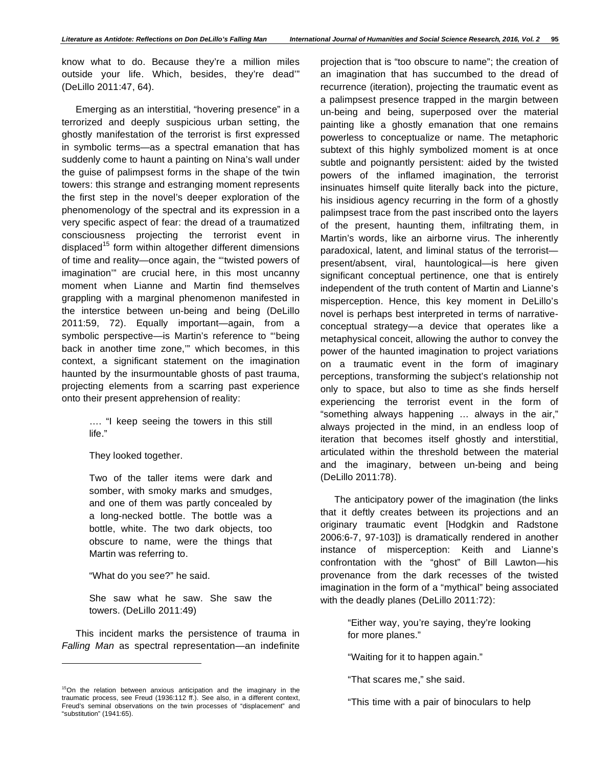know what to do. Because they're a million miles outside your life. Which, besides, they're dead'" (DeLillo 2011:47, 64).

Emerging as an interstitial, "hovering presence" in a terrorized and deeply suspicious urban setting, the ghostly manifestation of the terrorist is first expressed in symbolic terms—as a spectral emanation that has suddenly come to haunt a painting on Nina's wall under the guise of palimpsest forms in the shape of the twin towers: this strange and estranging moment represents the first step in the novel's deeper exploration of the phenomenology of the spectral and its expression in a very specific aspect of fear: the dread of a traumatized consciousness projecting the terrorist event in displaced[15] form within altogether different dimensions of time and reality—once again, the "'twisted powers of imagination'" are crucial here, in this most uncanny moment when Lianne and Martin find themselves grappling with a marginal phenomenon manifested in the interstice between un-being and being (DeLillo 2011:59, 72). Equally important—again, from a symbolic perspective—is Martin's reference to "'being back in another time zone,'" which becomes, in this context, a significant statement on the imagination haunted by the insurmountable ghosts of past trauma, projecting elements from a scarring past experience onto their present apprehension of reality:

> …. "I keep seeing the towers in this still life."
>
> They looked together.
>
> Two of the taller items were dark and somber, with smoky marks and smudges, and one of them was partly concealed by a long-necked bottle. The bottle was a bottle, white. The two dark objects, too obscure to name, were the things that Martin was referring to.
>
> "What do you see?" he said.
>
> She saw what he saw. She saw the towers. (DeLillo 2011:49)

This incident marks the persistence of trauma in *Falling Man* as spectral representation—an indefinite projection that is "too obscure to name"; the creation of an imagination that has succumbed to the dread of recurrence (iteration), projecting the traumatic event as a palimpsest presence trapped in the margin between un-being and being, superposed over the material painting like a ghostly emanation that one remains powerless to conceptualize or name. The metaphoric subtext of this highly symbolized moment is at once subtle and poignantly persistent: aided by the twisted powers of the inflamed imagination, the terrorist insinuates himself quite literally back into the picture, his insidious agency recurring in the form of a ghostly palimpsest trace from the past inscribed onto the layers of the present, haunting them, infiltrating them, in Martin's words, like an airborne virus. The inherently paradoxical, latent, and liminal status of the terrorist—present/absent, viral, hauntological—is here given significant conceptual pertinence, one that is entirely independent of the truth content of Martin and Lianne's misperception. Hence, this key moment in DeLillo's novel is perhaps best interpreted in terms of narrative-conceptual strategy—a device that operates like a metaphysical conceit, allowing the author to convey the power of the haunted imagination to project variations on a traumatic event in the form of imaginary perceptions, transforming the subject's relationship not only to space, but also to time as she finds herself experiencing the terrorist event in the form of "something always happening … always in the air," always projected in the mind, in an endless loop of iteration that becomes itself ghostly and interstitial, articulated within the threshold between the material and the imaginary, between un-being and being (DeLillo 2011:78).

The anticipatory power of the imagination (the links that it deftly creates between its projections and an originary traumatic event [Hodgkin and Radstone 2006:6-7, 97-103]) is dramatically rendered in another instance of misperception: Keith and Lianne's confrontation with the "ghost" of Bill Lawton—his provenance from the dark recesses of the twisted imagination in the form of a "mythical" being associated with the deadly planes (DeLillo 2011:72):

> "Either way, you're saying, they're looking for more planes."
>
> "Waiting for it to happen again."
>
> "That scares me," she said.
>
> "This time with a pair of binoculars to help

[15] On the relation between anxious anticipation and the imaginary in the traumatic process, see Freud (1936:112 ff.). See also, in a different context, Freud's seminal observations on the twin processes of "displacement" and "substitution" (1941:65).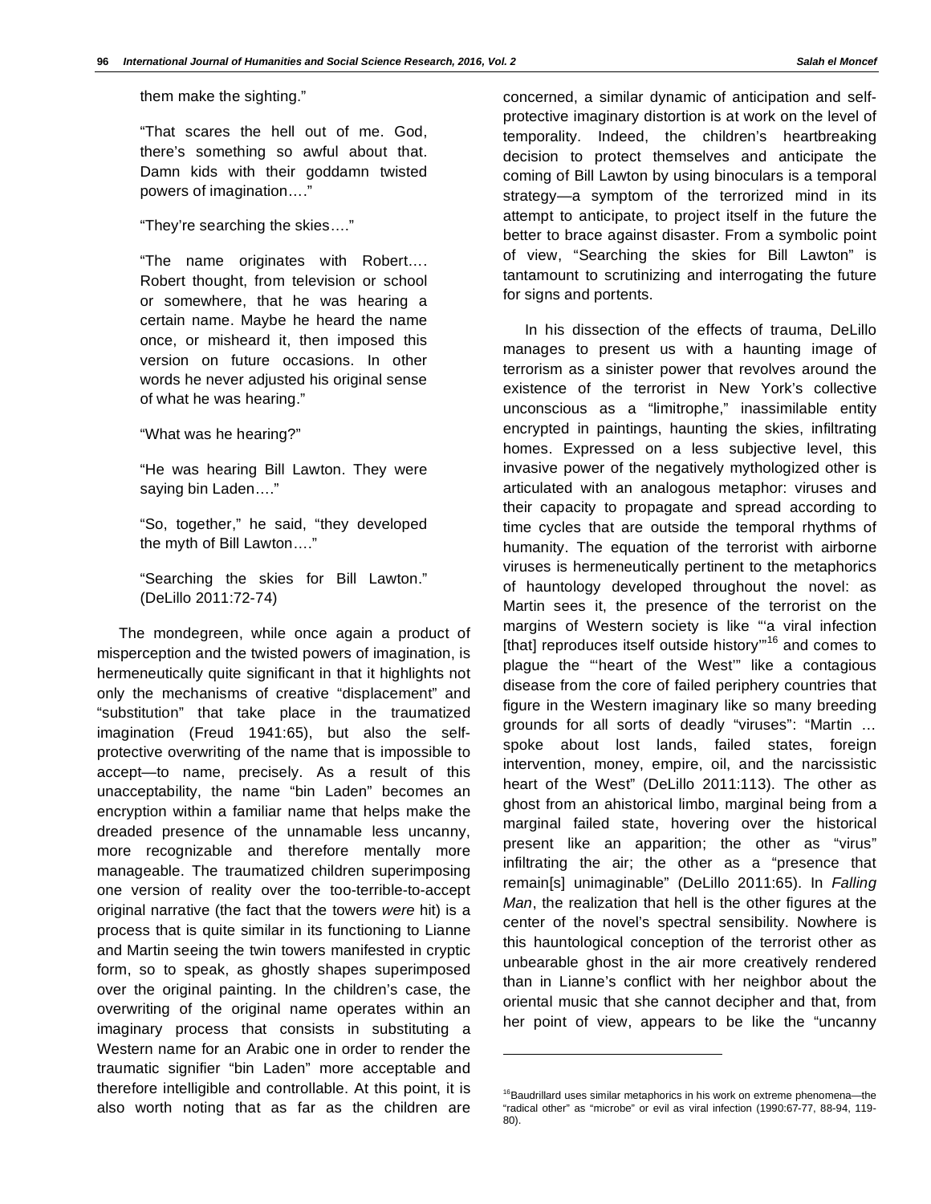them make the sighting."

"That scares the hell out of me. God, there's something so awful about that. Damn kids with their goddamn twisted powers of imagination…."

"They're searching the skies…."

"The name originates with Robert…. Robert thought, from television or school or somewhere, that he was hearing a certain name. Maybe he heard the name once, or misheard it, then imposed this version on future occasions. In other words he never adjusted his original sense of what he was hearing."

"What was he hearing?"

"He was hearing Bill Lawton. They were saying bin Laden…."

"So, together," he said, "they developed the myth of Bill Lawton…."

"Searching the skies for Bill Lawton." (DeLillo 2011:72-74)

The mondegreen, while once again a product of misperception and the twisted powers of imagination, is hermeneutically quite significant in that it highlights not only the mechanisms of creative "displacement" and "substitution" that take place in the traumatized imagination (Freud 1941:65), but also the self-protective overwriting of the name that is impossible to accept—to name, precisely. As a result of this unacceptability, the name "bin Laden" becomes an encryption within a familiar name that helps make the dreaded presence of the unnamable less uncanny, more recognizable and therefore mentally more manageable. The traumatized children superimposing one version of reality over the too-terrible-to-accept original narrative (the fact that the towers *were* hit) is a process that is quite similar in its functioning to Lianne and Martin seeing the twin towers manifested in cryptic form, so to speak, as ghostly shapes superimposed over the original painting. In the children's case, the overwriting of the original name operates within an imaginary process that consists in substituting a Western name for an Arabic one in order to render the traumatic signifier "bin Laden" more acceptable and therefore intelligible and controllable. At this point, it is also worth noting that as far as the children are concerned, a similar dynamic of anticipation and self-protective imaginary distortion is at work on the level of temporality. Indeed, the children's heartbreaking decision to protect themselves and anticipate the coming of Bill Lawton by using binoculars is a temporal strategy—a symptom of the terrorized mind in its attempt to anticipate, to project itself in the future the better to brace against disaster. From a symbolic point of view, "Searching the skies for Bill Lawton" is tantamount to scrutinizing and interrogating the future for signs and portents.

In his dissection of the effects of trauma, DeLillo manages to present us with a haunting image of terrorism as a sinister power that revolves around the existence of the terrorist in New York's collective unconscious as a "limitrophe," inassimilable entity encrypted in paintings, haunting the skies, infiltrating homes. Expressed on a less subjective level, this invasive power of the negatively mythologized other is articulated with an analogous metaphor: viruses and their capacity to propagate and spread according to time cycles that are outside the temporal rhythms of humanity. The equation of the terrorist with airborne viruses is hermeneutically pertinent to the metaphorics of hauntology developed throughout the novel: as Martin sees it, the presence of the terrorist on the margins of Western society is like "'a viral infection [that] reproduces itself outside history'"[16] and comes to plague the "'heart of the West'" like a contagious disease from the core of failed periphery countries that figure in the Western imaginary like so many breeding grounds for all sorts of deadly "viruses": "Martin … spoke about lost lands, failed states, foreign intervention, money, empire, oil, and the narcissistic heart of the West" (DeLillo 2011:113). The other as ghost from an ahistorical limbo, marginal being from a marginal failed state, hovering over the historical present like an apparition; the other as "virus" infiltrating the air; the other as a "presence that remain[s] unimaginable" (DeLillo 2011:65). In *Falling Man*, the realization that hell is the other figures at the center of the novel's spectral sensibility. Nowhere is this hauntological conception of the terrorist other as unbearable ghost in the air more creatively rendered than in Lianne's conflict with her neighbor about the oriental music that she cannot decipher and that, from her point of view, appears to be like the "uncanny

---

[16] Baudrillard uses similar metaphorics in his work on extreme phenomena—the "radical other" as "microbe" or evil as viral infection (1990:67-77, 88-94, 119-80).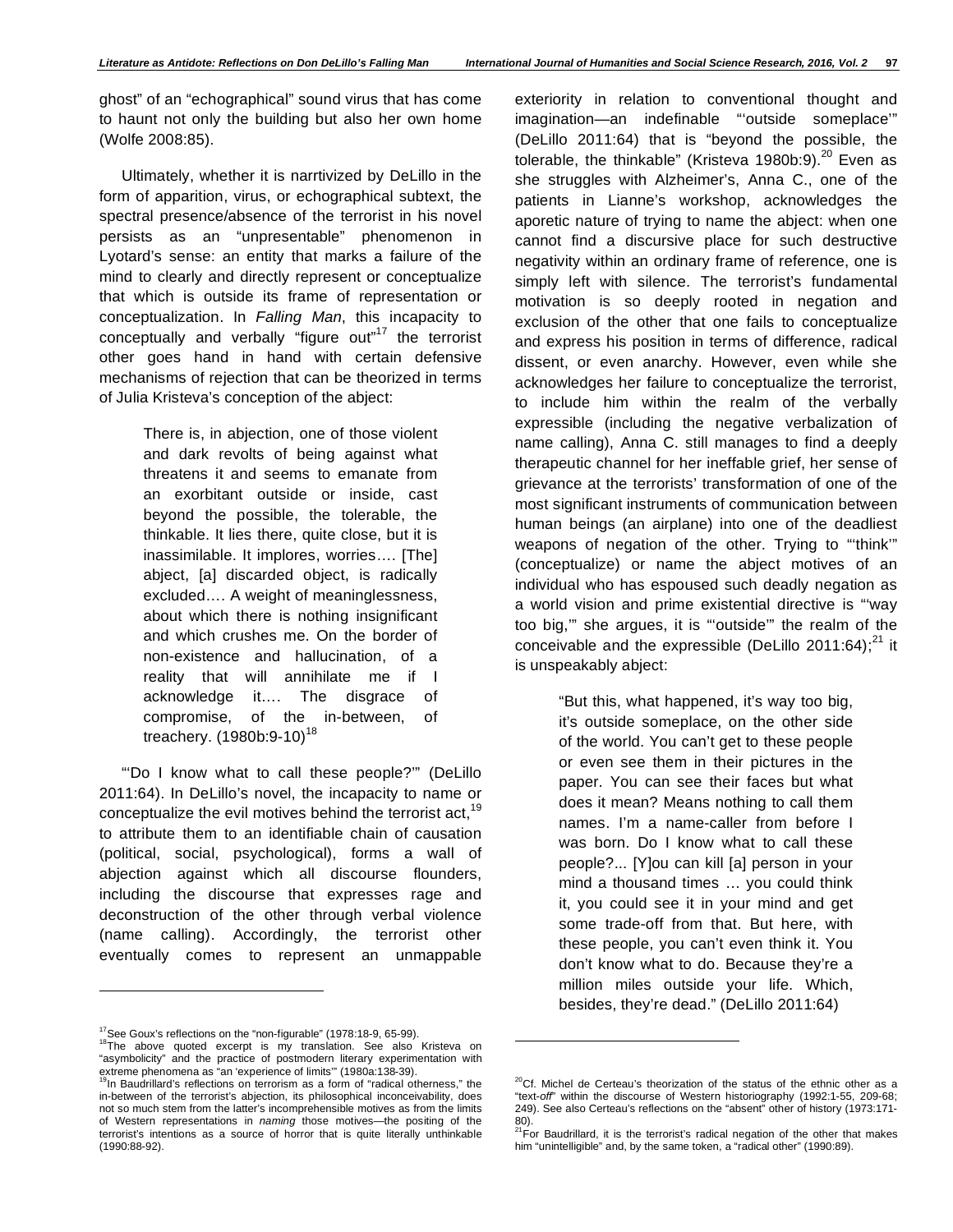ghost" of an "echographical" sound virus that has come to haunt not only the building but also her own home (Wolfe 2008:85).

Ultimately, whether it is narrtivized by DeLillo in the form of apparition, virus, or echographical subtext, the spectral presence/absence of the terrorist in his novel persists as an "unpresentable" phenomenon in Lyotard's sense: an entity that marks a failure of the mind to clearly and directly represent or conceptualize that which is outside its frame of representation or conceptualization. In *Falling Man*, this incapacity to conceptually and verbally "figure out"[17] the terrorist other goes hand in hand with certain defensive mechanisms of rejection that can be theorized in terms of Julia Kristeva's conception of the abject:

> There is, in abjection, one of those violent and dark revolts of being against what threatens it and seems to emanate from an exorbitant outside or inside, cast beyond the possible, the tolerable, the thinkable. It lies there, quite close, but it is inassimilable. It implores, worries…. [The] abject, [a] discarded object, is radically excluded…. A weight of meaninglessness, about which there is nothing insignificant and which crushes me. On the border of non-existence and hallucination, of a reality that will annihilate me if I acknowledge it…. The disgrace of compromise, of the in-between, of treachery. (1980b:9-10)[18]

"'Do I know what to call these people?'" (DeLillo 2011:64). In DeLillo's novel, the incapacity to name or conceptualize the evil motives behind the terrorist act,[19] to attribute them to an identifiable chain of causation (political, social, psychological), forms a wall of abjection against which all discourse flounders, including the discourse that expresses rage and deconstruction of the other through verbal violence (name calling). Accordingly, the terrorist other eventually comes to represent an unmappable exteriority in relation to conventional thought and imagination—an indefinable "'outside someplace'" (DeLillo 2011:64) that is "beyond the possible, the tolerable, the thinkable" (Kristeva 1980b:9).[20] Even as she struggles with Alzheimer's, Anna C., one of the patients in Lianne's workshop, acknowledges the aporetic nature of trying to name the abject: when one cannot find a discursive place for such destructive negativity within an ordinary frame of reference, one is simply left with silence. The terrorist's fundamental motivation is so deeply rooted in negation and exclusion of the other that one fails to conceptualize and express his position in terms of difference, radical dissent, or even anarchy. However, even while she acknowledges her failure to conceptualize the terrorist, to include him within the realm of the verbally expressible (including the negative verbalization of name calling), Anna C. still manages to find a deeply therapeutic channel for her ineffable grief, her sense of grievance at the terrorists' transformation of one of the most significant instruments of communication between human beings (an airplane) into one of the deadliest weapons of negation of the other. Trying to "'think'" (conceptualize) or name the abject motives of an individual who has espoused such deadly negation as a world vision and prime existential directive is "'way too big,'" she argues, it is "'outside'" the realm of the conceivable and the expressible (DeLillo 2011:64);[21] it is unspeakably abject:

> "But this, what happened, it's way too big, it's outside someplace, on the other side of the world. You can't get to these people or even see them in their pictures in the paper. You can see their faces but what does it mean? Means nothing to call them names. I'm a name-caller from before I was born. Do I know what to call these people?... [Y]ou can kill [a] person in your mind a thousand times … you could think it, you could see it in your mind and get some trade-off from that. But here, with these people, you can't even think it. You don't know what to do. Because they're a million miles outside your life. Which, besides, they're dead." (DeLillo 2011:64)

---

[17] See Goux's reflections on the "non-figurable" (1978:18-9, 65-99).

[18] The above quoted excerpt is my translation. See also Kristeva on "asymbolicity" and the practice of postmodern literary experimentation with extreme phenomena as "an 'experience of limits'" (1980a:138-39).

[19] In Baudrillard's reflections on terrorism as a form of "radical otherness," the in-between of the terrorist's abjection, its philosophical inconceivability, does not so much stem from the latter's incomprehensible motives as from the limits of Western representations in *naming* those motives—the positing of the terrorist's intentions as a source of horror that is quite literally unthinkable (1990:88-92).

[20] Cf. Michel de Certeau's theorization of the status of the ethnic other as a "text-*off*" within the discourse of Western historiography (1992:1-55, 209-68; 249). See also Certeau's reflections on the "absent" other of history (1973:171-80).

[21] For Baudrillard, it is the terrorist's radical negation of the other that makes him "unintelligible" and, by the same token, a "radical other" (1990:89).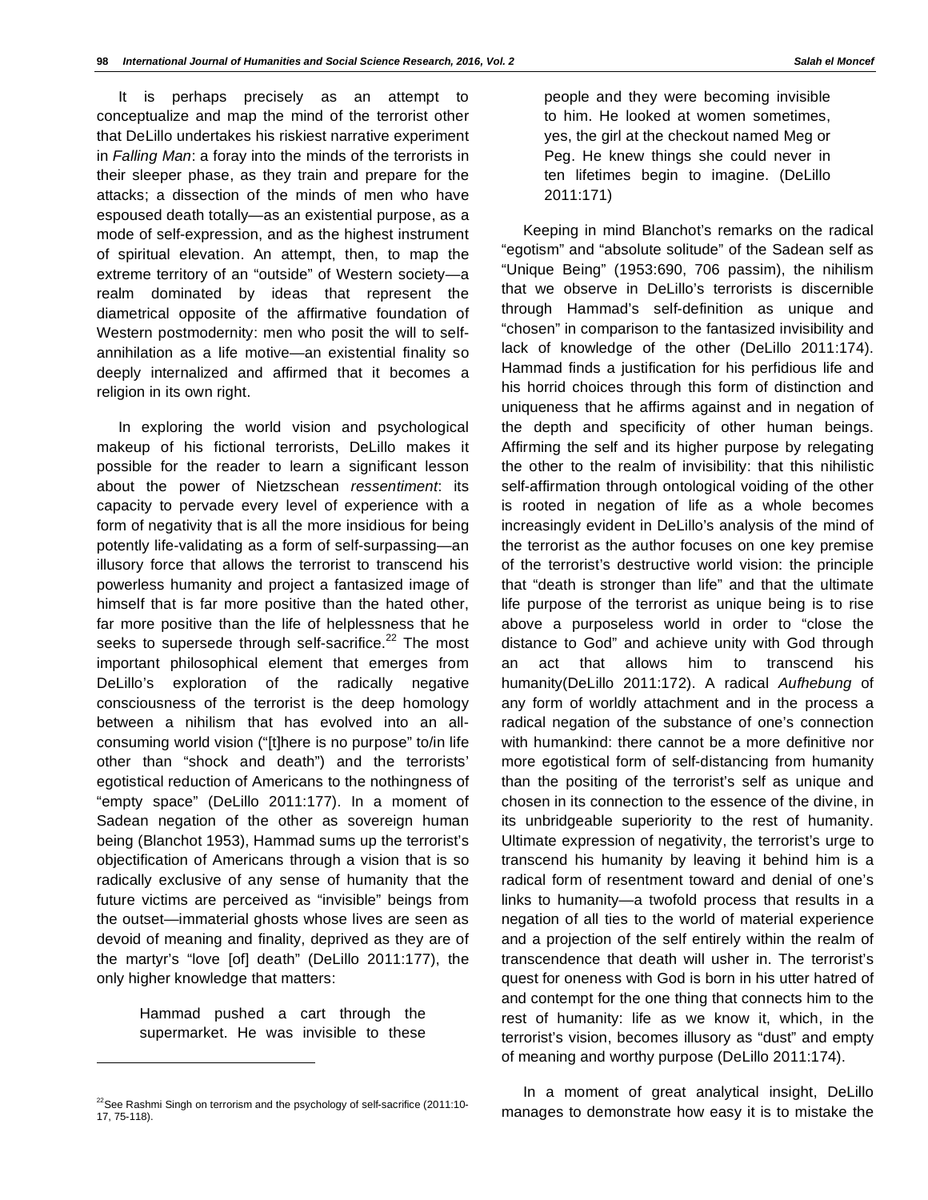It is perhaps precisely as an attempt to conceptualize and map the mind of the terrorist other that DeLillo undertakes his riskiest narrative experiment in *Falling Man*: a foray into the minds of the terrorists in their sleeper phase, as they train and prepare for the attacks; a dissection of the minds of men who have espoused death totally—as an existential purpose, as a mode of self-expression, and as the highest instrument of spiritual elevation. An attempt, then, to map the extreme territory of an "outside" of Western society—a realm dominated by ideas that represent the diametrical opposite of the affirmative foundation of Western postmodernity: men who posit the will to self-annihilation as a life motive—an existential finality so deeply internalized and affirmed that it becomes a religion in its own right.

In exploring the world vision and psychological makeup of his fictional terrorists, DeLillo makes it possible for the reader to learn a significant lesson about the power of Nietzschean *ressentiment*: its capacity to pervade every level of experience with a form of negativity that is all the more insidious for being potently life-validating as a form of self-surpassing—an illusory force that allows the terrorist to transcend his powerless humanity and project a fantasized image of himself that is far more positive than the hated other, far more positive than the life of helplessness that he seeks to supersede through self-sacrifice.[22] The most important philosophical element that emerges from DeLillo's exploration of the radically negative consciousness of the terrorist is the deep homology between a nihilism that has evolved into an all-consuming world vision ("[t]here is no purpose" to/in life other than "shock and death") and the terrorists' egotistical reduction of Americans to the nothingness of "empty space" (DeLillo 2011:177). In a moment of Sadean negation of the other as sovereign human being (Blanchot 1953), Hammad sums up the terrorist's objectification of Americans through a vision that is so radically exclusive of any sense of humanity that the future victims are perceived as "invisible" beings from the outset—immaterial ghosts whose lives are seen as devoid of meaning and finality, deprived as they are of the martyr's "love [of] death" (DeLillo 2011:177), the only higher knowledge that matters:

> Hammad pushed a cart through the supermarket. He was invisible to these people and they were becoming invisible to him. He looked at women sometimes, yes, the girl at the checkout named Meg or Peg. He knew things she could never in ten lifetimes begin to imagine. (DeLillo 2011:171)

Keeping in mind Blanchot's remarks on the radical "egotism" and "absolute solitude" of the Sadean self as "Unique Being" (1953:690, 706 passim), the nihilism that we observe in DeLillo's terrorists is discernible through Hammad's self-definition as unique and "chosen" in comparison to the fantasized invisibility and lack of knowledge of the other (DeLillo 2011:174). Hammad finds a justification for his perfidious life and his horrid choices through this form of distinction and uniqueness that he affirms against and in negation of the depth and specificity of other human beings. Affirming the self and its higher purpose by relegating the other to the realm of invisibility: that this nihilistic self-affirmation through ontological voiding of the other is rooted in negation of life as a whole becomes increasingly evident in DeLillo's analysis of the mind of the terrorist as the author focuses on one key premise of the terrorist's destructive world vision: the principle that "death is stronger than life" and that the ultimate life purpose of the terrorist as unique being is to rise above a purposeless world in order to "close the distance to God" and achieve unity with God through an act that allows him to transcend his humanity(DeLillo 2011:172). A radical *Aufhebung* of any form of worldly attachment and in the process a radical negation of the substance of one's connection with humankind: there cannot be a more definitive nor more egotistical form of self-distancing from humanity than the positing of the terrorist's self as unique and chosen in its connection to the essence of the divine, in its unbridgeable superiority to the rest of humanity. Ultimate expression of negativity, the terrorist's urge to transcend his humanity by leaving it behind him is a radical form of resentment toward and denial of one's links to humanity—a twofold process that results in a negation of all ties to the world of material experience and a projection of the self entirely within the realm of transcendence that death will usher in. The terrorist's quest for oneness with God is born in his utter hatred of and contempt for the one thing that connects him to the rest of humanity: life as we know it, which, in the terrorist's vision, becomes illusory as "dust" and empty of meaning and worthy purpose (DeLillo 2011:174).

In a moment of great analytical insight, DeLillo manages to demonstrate how easy it is to mistake the

---

[22] See Rashmi Singh on terrorism and the psychology of self-sacrifice (2011:10-17, 75-118).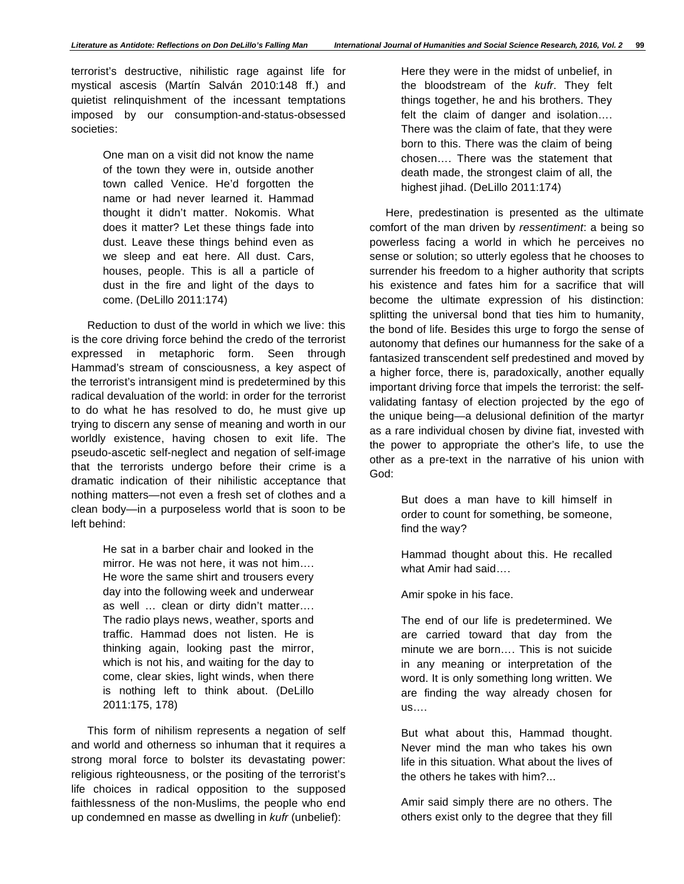terrorist's destructive, nihilistic rage against life for mystical ascesis (Martín Salván 2010:148 ff.) and quietist relinquishment of the incessant temptations imposed by our consumption-and-status-obsessed societies:

> One man on a visit did not know the name of the town they were in, outside another town called Venice. He'd forgotten the name or had never learned it. Hammad thought it didn't matter. Nokomis. What does it matter? Let these things fade into dust. Leave these things behind even as we sleep and eat here. All dust. Cars, houses, people. This is all a particle of dust in the fire and light of the days to come. (DeLillo 2011:174)

Reduction to dust of the world in which we live: this is the core driving force behind the credo of the terrorist expressed in metaphoric form. Seen through Hammad's stream of consciousness, a key aspect of the terrorist's intransigent mind is predetermined by this radical devaluation of the world: in order for the terrorist to do what he has resolved to do, he must give up trying to discern any sense of meaning and worth in our worldly existence, having chosen to exit life. The pseudo-ascetic self-neglect and negation of self-image that the terrorists undergo before their crime is a dramatic indication of their nihilistic acceptance that nothing matters—not even a fresh set of clothes and a clean body—in a purposeless world that is soon to be left behind:

> He sat in a barber chair and looked in the mirror. He was not here, it was not him…. He wore the same shirt and trousers every day into the following week and underwear as well … clean or dirty didn't matter…. The radio plays news, weather, sports and traffic. Hammad does not listen. He is thinking again, looking past the mirror, which is not his, and waiting for the day to come, clear skies, light winds, when there is nothing left to think about. (DeLillo 2011:175, 178)

This form of nihilism represents a negation of self and world and otherness so inhuman that it requires a strong moral force to bolster its devastating power: religious righteousness, or the positing of the terrorist's life choices in radical opposition to the supposed faithlessness of the non-Muslims, the people who end up condemned en masse as dwelling in *kufr* (unbelief):

> Here they were in the midst of unbelief, in the bloodstream of the *kufr*. They felt things together, he and his brothers. They felt the claim of danger and isolation…. There was the claim of fate, that they were born to this. There was the claim of being chosen…. There was the statement that death made, the strongest claim of all, the highest jihad. (DeLillo 2011:174)

Here, predestination is presented as the ultimate comfort of the man driven by *ressentiment*: a being so powerless facing a world in which he perceives no sense or solution; so utterly egoless that he chooses to surrender his freedom to a higher authority that scripts his existence and fates him for a sacrifice that will become the ultimate expression of his distinction: splitting the universal bond that ties him to humanity, the bond of life. Besides this urge to forgo the sense of autonomy that defines our humanness for the sake of a fantasized transcendent self predestined and moved by a higher force, there is, paradoxically, another equally important driving force that impels the terrorist: the self-validating fantasy of election projected by the ego of the unique being—a delusional definition of the martyr as a rare individual chosen by divine fiat, invested with the power to appropriate the other's life, to use the other as a pre-text in the narrative of his union with God:

> But does a man have to kill himself in order to count for something, be someone, find the way?
>
> Hammad thought about this. He recalled what Amir had said….
>
> Amir spoke in his face.
>
> The end of our life is predetermined. We are carried toward that day from the minute we are born…. This is not suicide in any meaning or interpretation of the word. It is only something long written. We are finding the way already chosen for us….
>
> But what about this, Hammad thought. Never mind the man who takes his own life in this situation. What about the lives of the others he takes with him?...
>
> Amir said simply there are no others. The others exist only to the degree that they fill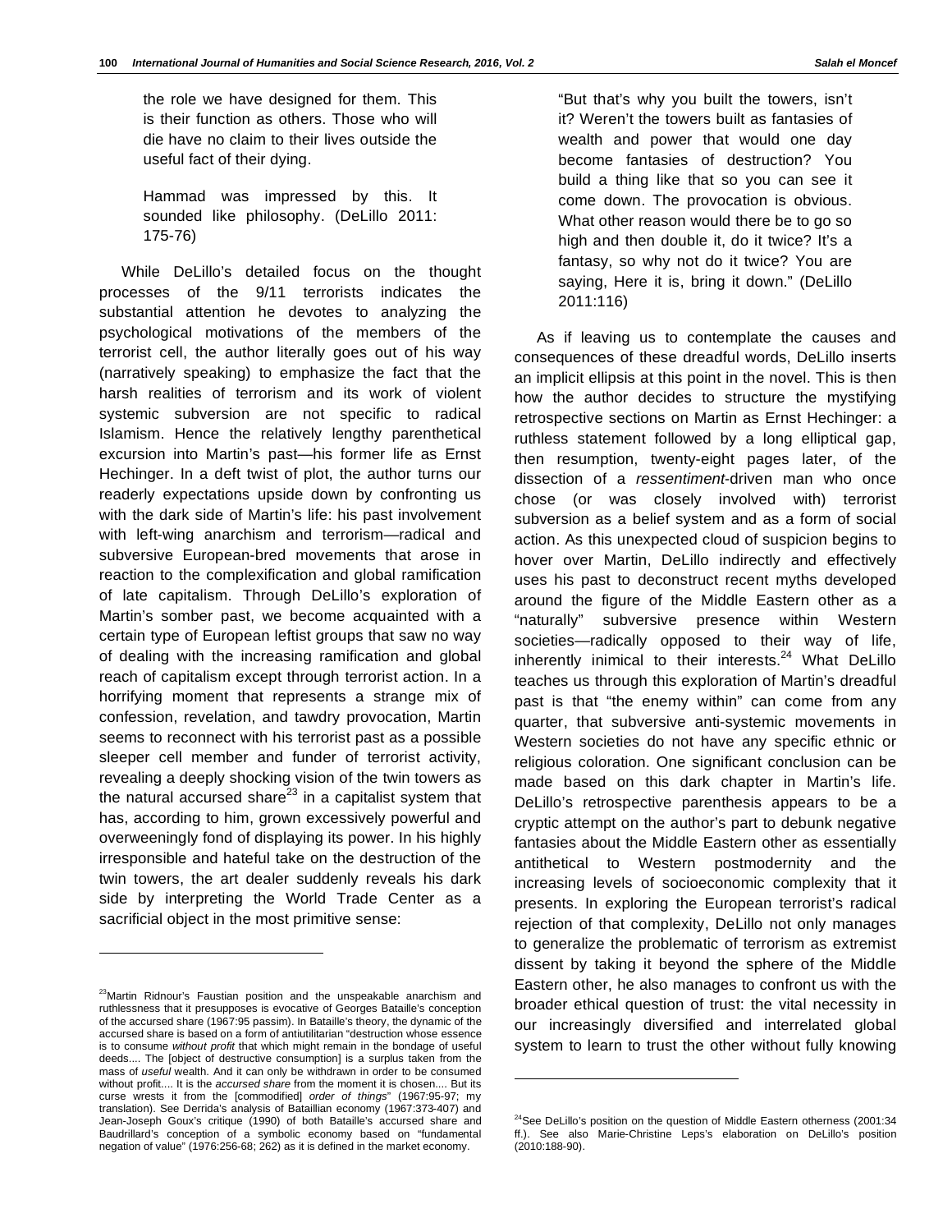> the role we have designed for them. This is their function as others. Those who will die have no claim to their lives outside the useful fact of their dying.
>
> Hammad was impressed by this. It sounded like philosophy. (DeLillo 2011: 175-76)

While DeLillo's detailed focus on the thought processes of the 9/11 terrorists indicates the substantial attention he devotes to analyzing the psychological motivations of the members of the terrorist cell, the author literally goes out of his way (narratively speaking) to emphasize the fact that the harsh realities of terrorism and its work of violent systemic subversion are not specific to radical Islamism. Hence the relatively lengthy parenthetical excursion into Martin's past—his former life as Ernst Hechinger. In a deft twist of plot, the author turns our readerly expectations upside down by confronting us with the dark side of Martin's life: his past involvement with left-wing anarchism and terrorism—radical and subversive European-bred movements that arose in reaction to the complexification and global ramification of late capitalism. Through DeLillo's exploration of Martin's somber past, we become acquainted with a certain type of European leftist groups that saw no way of dealing with the increasing ramification and global reach of capitalism except through terrorist action. In a horrifying moment that represents a strange mix of confession, revelation, and tawdry provocation, Martin seems to reconnect with his terrorist past as a possible sleeper cell member and funder of terrorist activity, revealing a deeply shocking vision of the twin towers as the natural accursed share[23] in a capitalist system that has, according to him, grown excessively powerful and overweeningly fond of displaying its power. In his highly irresponsible and hateful take on the destruction of the twin towers, the art dealer suddenly reveals his dark side by interpreting the World Trade Center as a sacrificial object in the most primitive sense:

> "But that's why you built the towers, isn't it? Weren't the towers built as fantasies of wealth and power that would one day become fantasies of destruction? You build a thing like that so you can see it come down. The provocation is obvious. What other reason would there be to go so high and then double it, do it twice? It's a fantasy, so why not do it twice? You are saying, Here it is, bring it down." (DeLillo 2011:116)

As if leaving us to contemplate the causes and consequences of these dreadful words, DeLillo inserts an implicit ellipsis at this point in the novel. This is then how the author decides to structure the mystifying retrospective sections on Martin as Ernst Hechinger: a ruthless statement followed by a long elliptical gap, then resumption, twenty-eight pages later, of the dissection of a *ressentiment*-driven man who once chose (or was closely involved with) terrorist subversion as a belief system and as a form of social action. As this unexpected cloud of suspicion begins to hover over Martin, DeLillo indirectly and effectively uses his past to deconstruct recent myths developed around the figure of the Middle Eastern other as a "naturally" subversive presence within Western societies—radically opposed to their way of life, inherently inimical to their interests.[24] What DeLillo teaches us through this exploration of Martin's dreadful past is that "the enemy within" can come from any quarter, that subversive anti-systemic movements in Western societies do not have any specific ethnic or religious coloration. One significant conclusion can be made based on this dark chapter in Martin's life. DeLillo's retrospective parenthesis appears to be a cryptic attempt on the author's part to debunk negative fantasies about the Middle Eastern other as essentially antithetical to Western postmodernity and the increasing levels of socioeconomic complexity that it presents. In exploring the European terrorist's radical rejection of that complexity, DeLillo not only manages to generalize the problematic of terrorism as extremist dissent by taking it beyond the sphere of the Middle Eastern other, he also manages to confront us with the broader ethical question of trust: the vital necessity in our increasingly diversified and interrelated global system to learn to trust the other without fully knowing

---

[23] Martin Ridnour's Faustian position and the unspeakable anarchism and ruthlessness that it presupposes is evocative of Georges Bataille's conception of the accursed share (1967:95 passim). In Bataille's theory, the dynamic of the accursed share is based on a form of antiutilitarian "destruction whose essence is to consume *without profit* that which might remain in the bondage of useful deeds.... The [object of destructive consumption] is a surplus taken from the mass of *useful* wealth. And it can only be withdrawn in order to be consumed without profit.... It is the *accursed share* from the moment it is chosen.... But its curse wrests it from the [commodified] *order of things*" (1967:95-97; my translation). See Derrida's analysis of Bataillian economy (1967:373-407) and Jean-Joseph Goux's critique (1990) of both Bataille's accursed share and Baudrillard's conception of a symbolic economy based on "fundamental negation of value" (1976:256-68; 262) as it is defined in the market economy.

[24] See DeLillo's position on the question of Middle Eastern otherness (2001:34 ff.). See also Marie-Christine Leps's elaboration on DeLillo's position (2010:188-90).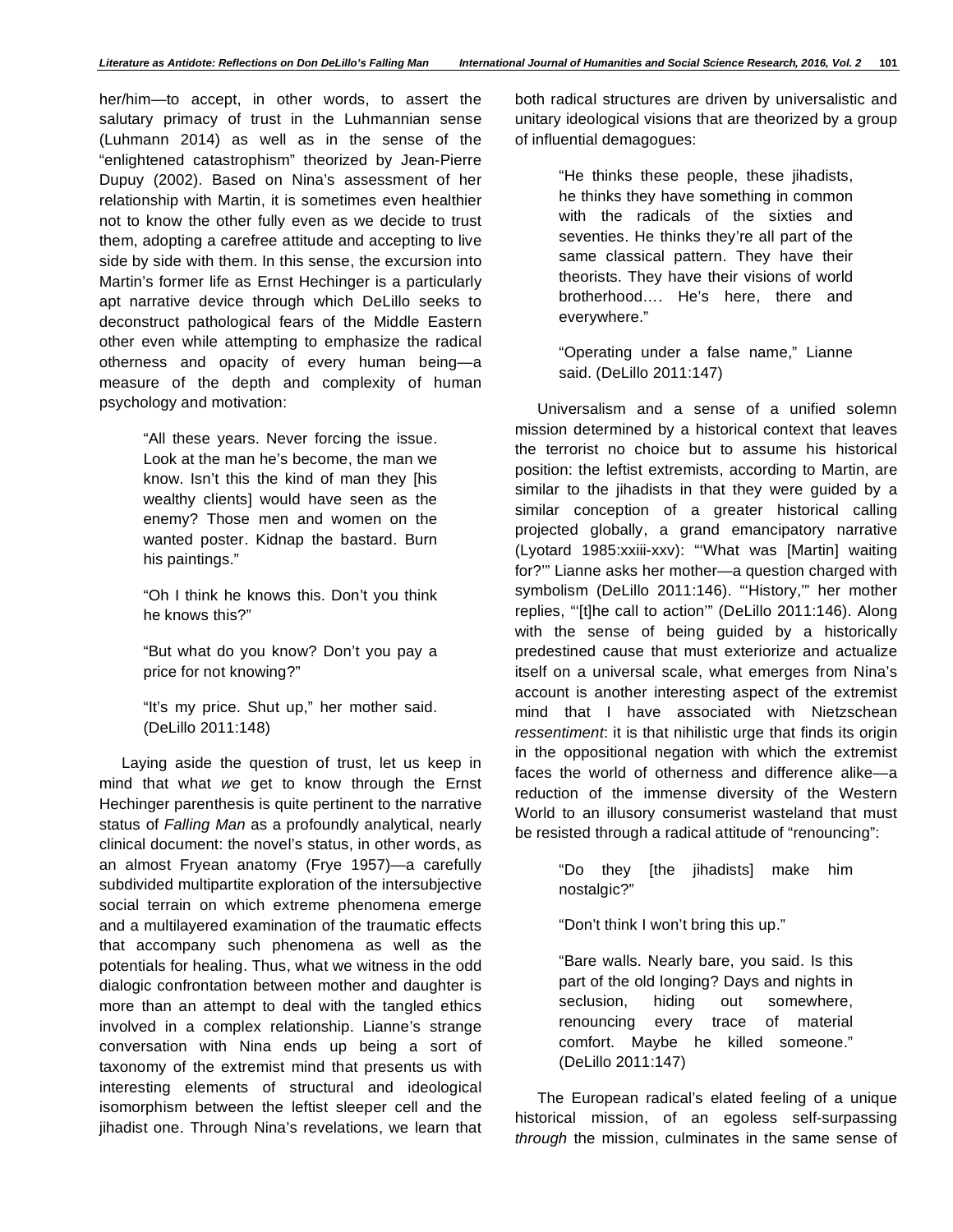her/him—to accept, in other words, to assert the salutary primacy of trust in the Luhmannian sense (Luhmann 2014) as well as in the sense of the "enlightened catastrophism" theorized by Jean-Pierre Dupuy (2002). Based on Nina's assessment of her relationship with Martin, it is sometimes even healthier not to know the other fully even as we decide to trust them, adopting a carefree attitude and accepting to live side by side with them. In this sense, the excursion into Martin's former life as Ernst Hechinger is a particularly apt narrative device through which DeLillo seeks to deconstruct pathological fears of the Middle Eastern other even while attempting to emphasize the radical otherness and opacity of every human being—a measure of the depth and complexity of human psychology and motivation:

> "All these years. Never forcing the issue. Look at the man he's become, the man we know. Isn't this the kind of man they [his wealthy clients] would have seen as the enemy? Those men and women on the wanted poster. Kidnap the bastard. Burn his paintings."
>
> "Oh I think he knows this. Don't you think he knows this?"
>
> "But what do you know? Don't you pay a price for not knowing?"
>
> "It's my price. Shut up," her mother said. (DeLillo 2011:148)

Laying aside the question of trust, let us keep in mind that what *we* get to know through the Ernst Hechinger parenthesis is quite pertinent to the narrative status of *Falling Man* as a profoundly analytical, nearly clinical document: the novel's status, in other words, as an almost Fryean anatomy (Frye 1957)—a carefully subdivided multipartite exploration of the intersubjective social terrain on which extreme phenomena emerge and a multilayered examination of the traumatic effects that accompany such phenomena as well as the potentials for healing. Thus, what we witness in the odd dialogic confrontation between mother and daughter is more than an attempt to deal with the tangled ethics involved in a complex relationship. Lianne's strange conversation with Nina ends up being a sort of taxonomy of the extremist mind that presents us with interesting elements of structural and ideological isomorphism between the leftist sleeper cell and the jihadist one. Through Nina's revelations, we learn that both radical structures are driven by universalistic and unitary ideological visions that are theorized by a group of influential demagogues:

> "He thinks these people, these jihadists, he thinks they have something in common with the radicals of the sixties and seventies. He thinks they're all part of the same classical pattern. They have their theorists. They have their visions of world brotherhood…. He's here, there and everywhere."
>
> "Operating under a false name," Lianne said. (DeLillo 2011:147)

Universalism and a sense of a unified solemn mission determined by a historical context that leaves the terrorist no choice but to assume his historical position: the leftist extremists, according to Martin, are similar to the jihadists in that they were guided by a similar conception of a greater historical calling projected globally, a grand emancipatory narrative (Lyotard 1985:xxiii-xxv): "'What was [Martin] waiting for?'" Lianne asks her mother—a question charged with symbolism (DeLillo 2011:146). "'History,'" her mother replies, "'[t]he call to action'" (DeLillo 2011:146). Along with the sense of being guided by a historically predestined cause that must exteriorize and actualize itself on a universal scale, what emerges from Nina's account is another interesting aspect of the extremist mind that I have associated with Nietzschean *ressentiment*: it is that nihilistic urge that finds its origin in the oppositional negation with which the extremist faces the world of otherness and difference alike—a reduction of the immense diversity of the Western World to an illusory consumerist wasteland that must be resisted through a radical attitude of "renouncing":

> "Do they [the jihadists] make him nostalgic?"
>
> "Don't think I won't bring this up."
>
> "Bare walls. Nearly bare, you said. Is this part of the old longing? Days and nights in seclusion, hiding out somewhere, renouncing every trace of material comfort. Maybe he killed someone." (DeLillo 2011:147)

The European radical's elated feeling of a unique historical mission, of an egoless self-surpassing *through* the mission, culminates in the same sense of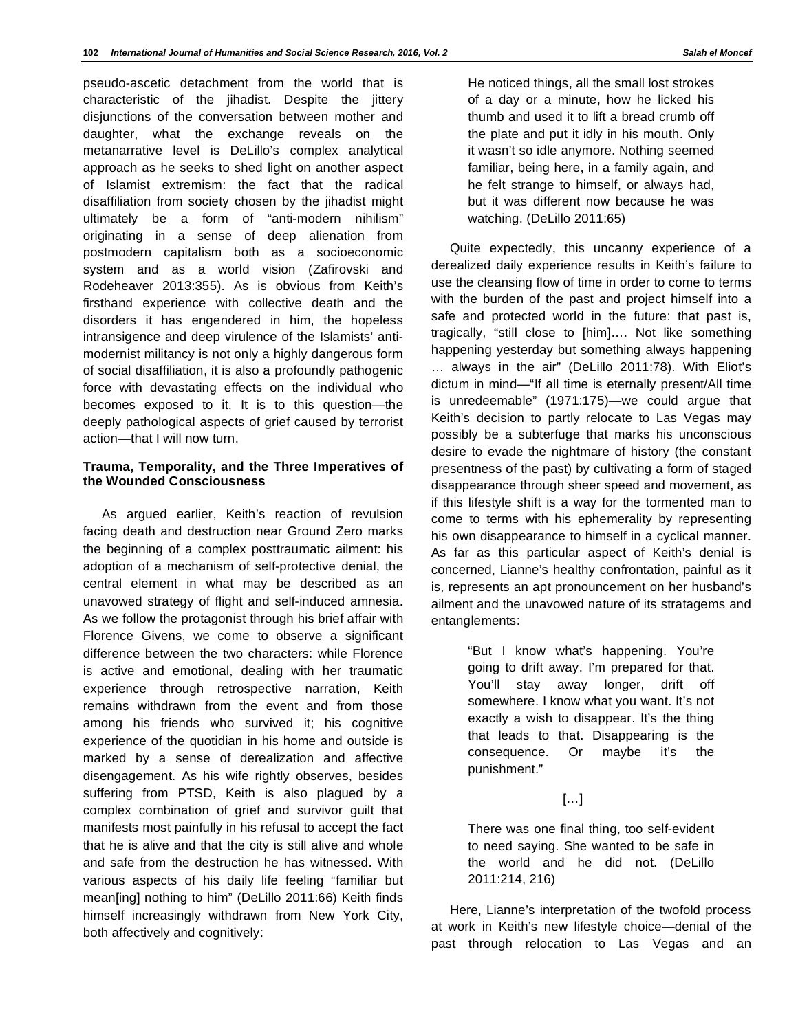pseudo-ascetic detachment from the world that is characteristic of the jihadist. Despite the jittery disjunctions of the conversation between mother and daughter, what the exchange reveals on the metanarrative level is DeLillo's complex analytical approach as he seeks to shed light on another aspect of Islamist extremism: the fact that the radical disaffiliation from society chosen by the jihadist might ultimately be a form of "anti-modern nihilism" originating in a sense of deep alienation from postmodern capitalism both as a socioeconomic system and as a world vision (Zafirovski and Rodeheaver 2013:355). As is obvious from Keith's firsthand experience with collective death and the disorders it has engendered in him, the hopeless intransigence and deep virulence of the Islamists' anti-modernist militancy is not only a highly dangerous form of social disaffiliation, it is also a profoundly pathogenic force with devastating effects on the individual who becomes exposed to it. It is to this question—the deeply pathological aspects of grief caused by terrorist action—that I will now turn.

**Trauma, Temporality, and the Three Imperatives of the Wounded Consciousness**

As argued earlier, Keith's reaction of revulsion facing death and destruction near Ground Zero marks the beginning of a complex posttraumatic ailment: his adoption of a mechanism of self-protective denial, the central element in what may be described as an unavowed strategy of flight and self-induced amnesia. As we follow the protagonist through his brief affair with Florence Givens, we come to observe a significant difference between the two characters: while Florence is active and emotional, dealing with her traumatic experience through retrospective narration, Keith remains withdrawn from the event and from those among his friends who survived it; his cognitive experience of the quotidian in his home and outside is marked by a sense of derealization and affective disengagement. As his wife rightly observes, besides suffering from PTSD, Keith is also plagued by a complex combination of grief and survivor guilt that manifests most painfully in his refusal to accept the fact that he is alive and that the city is still alive and whole and safe from the destruction he has witnessed. With various aspects of his daily life feeling "familiar but mean[ing] nothing to him" (DeLillo 2011:66) Keith finds himself increasingly withdrawn from New York City, both affectively and cognitively:

> He noticed things, all the small lost strokes of a day or a minute, how he licked his thumb and used it to lift a bread crumb off the plate and put it idly in his mouth. Only it wasn't so idle anymore. Nothing seemed familiar, being here, in a family again, and he felt strange to himself, or always had, but it was different now because he was watching. (DeLillo 2011:65)

Quite expectedly, this uncanny experience of a derealized daily experience results in Keith's failure to use the cleansing flow of time in order to come to terms with the burden of the past and project himself into a safe and protected world in the future: that past is, tragically, "still close to [him]…. Not like something happening yesterday but something always happening … always in the air" (DeLillo 2011:78). With Eliot's dictum in mind—"If all time is eternally present/All time is unredeemable" (1971:175)—we could argue that Keith's decision to partly relocate to Las Vegas may possibly be a subterfuge that marks his unconscious desire to evade the nightmare of history (the constant presentness of the past) by cultivating a form of staged disappearance through sheer speed and movement, as if this lifestyle shift is a way for the tormented man to come to terms with his ephemerality by representing his own disappearance to himself in a cyclical manner. As far as this particular aspect of Keith's denial is concerned, Lianne's healthy confrontation, painful as it is, represents an apt pronouncement on her husband's ailment and the unavowed nature of its stratagems and entanglements:

> "But I know what's happening. You're going to drift away. I'm prepared for that. You'll stay away longer, drift off somewhere. I know what you want. It's not exactly a wish to disappear. It's the thing that leads to that. Disappearing is the consequence. Or maybe it's the punishment."
>
> […]
>
> There was one final thing, too self-evident to need saying. She wanted to be safe in the world and he did not. (DeLillo 2011:214, 216)

Here, Lianne's interpretation of the twofold process at work in Keith's new lifestyle choice—denial of the past through relocation to Las Vegas and an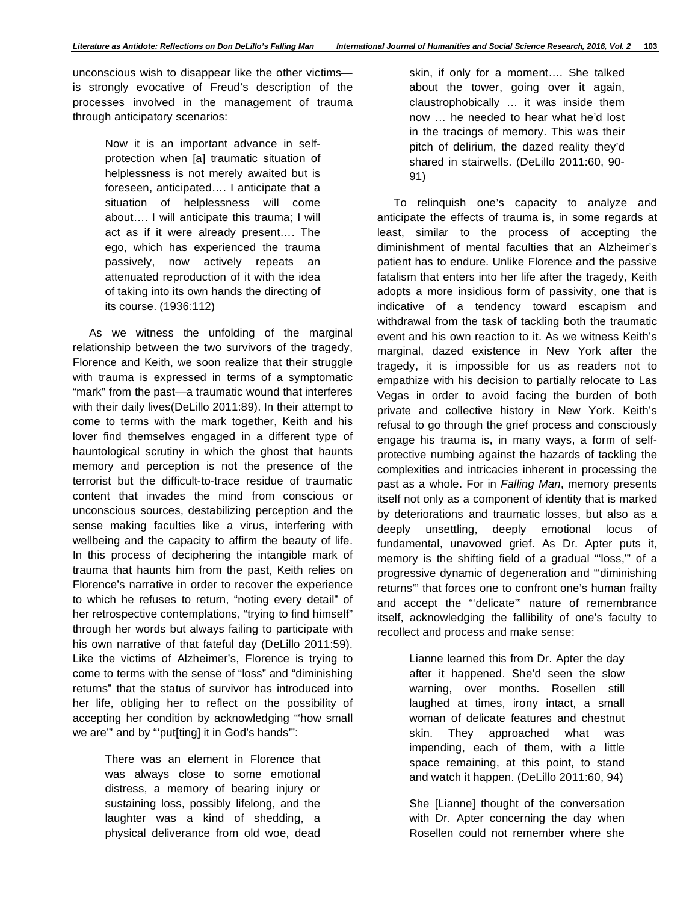unconscious wish to disappear like the other victims—is strongly evocative of Freud's description of the processes involved in the management of trauma through anticipatory scenarios:

> Now it is an important advance in self-protection when [a] traumatic situation of helplessness is not merely awaited but is foreseen, anticipated…. I anticipate that a situation of helplessness will come about…. I will anticipate this trauma; I will act as if it were already present…. The ego, which has experienced the trauma passively, now actively repeats an attenuated reproduction of it with the idea of taking into its own hands the directing of its course. (1936:112)

As we witness the unfolding of the marginal relationship between the two survivors of the tragedy, Florence and Keith, we soon realize that their struggle with trauma is expressed in terms of a symptomatic "mark" from the past—a traumatic wound that interferes with their daily lives(DeLillo 2011:89). In their attempt to come to terms with the mark together, Keith and his lover find themselves engaged in a different type of hauntological scrutiny in which the ghost that haunts memory and perception is not the presence of the terrorist but the difficult-to-trace residue of traumatic content that invades the mind from conscious or unconscious sources, destabilizing perception and the sense making faculties like a virus, interfering with wellbeing and the capacity to affirm the beauty of life. In this process of deciphering the intangible mark of trauma that haunts him from the past, Keith relies on Florence's narrative in order to recover the experience to which he refuses to return, "noting every detail" of her retrospective contemplations, "trying to find himself" through her words but always failing to participate with his own narrative of that fateful day (DeLillo 2011:59). Like the victims of Alzheimer's, Florence is trying to come to terms with the sense of "loss" and "diminishing returns" that the status of survivor has introduced into her life, obliging her to reflect on the possibility of accepting her condition by acknowledging "'how small we are'" and by "'put[ting] it in God's hands'":

> There was an element in Florence that was always close to some emotional distress, a memory of bearing injury or sustaining loss, possibly lifelong, and the laughter was a kind of shedding, a physical deliverance from old woe, dead skin, if only for a moment…. She talked about the tower, going over it again, claustrophobically … it was inside them now … he needed to hear what he'd lost in the tracings of memory. This was their pitch of delirium, the dazed reality they'd shared in stairwells. (DeLillo 2011:60, 90-91)

To relinquish one's capacity to analyze and anticipate the effects of trauma is, in some regards at least, similar to the process of accepting the diminishment of mental faculties that an Alzheimer's patient has to endure. Unlike Florence and the passive fatalism that enters into her life after the tragedy, Keith adopts a more insidious form of passivity, one that is indicative of a tendency toward escapism and withdrawal from the task of tackling both the traumatic event and his own reaction to it. As we witness Keith's marginal, dazed existence in New York after the tragedy, it is impossible for us as readers not to empathize with his decision to partially relocate to Las Vegas in order to avoid facing the burden of both private and collective history in New York. Keith's refusal to go through the grief process and consciously engage his trauma is, in many ways, a form of self-protective numbing against the hazards of tackling the complexities and intricacies inherent in processing the past as a whole. For in *Falling Man*, memory presents itself not only as a component of identity that is marked by deteriorations and traumatic losses, but also as a deeply unsettling, deeply emotional locus of fundamental, unavowed grief. As Dr. Apter puts it, memory is the shifting field of a gradual "'loss,'" of a progressive dynamic of degeneration and "'diminishing returns'" that forces one to confront one's human frailty and accept the "'delicate'" nature of remembrance itself, acknowledging the fallibility of one's faculty to recollect and process and make sense:

> Lianne learned this from Dr. Apter the day after it happened. She'd seen the slow warning, over months. Rosellen still laughed at times, irony intact, a small woman of delicate features and chestnut skin. They approached what was impending, each of them, with a little space remaining, at this point, to stand and watch it happen. (DeLillo 2011:60, 94)
>
> She [Lianne] thought of the conversation with Dr. Apter concerning the day when Rosellen could not remember where she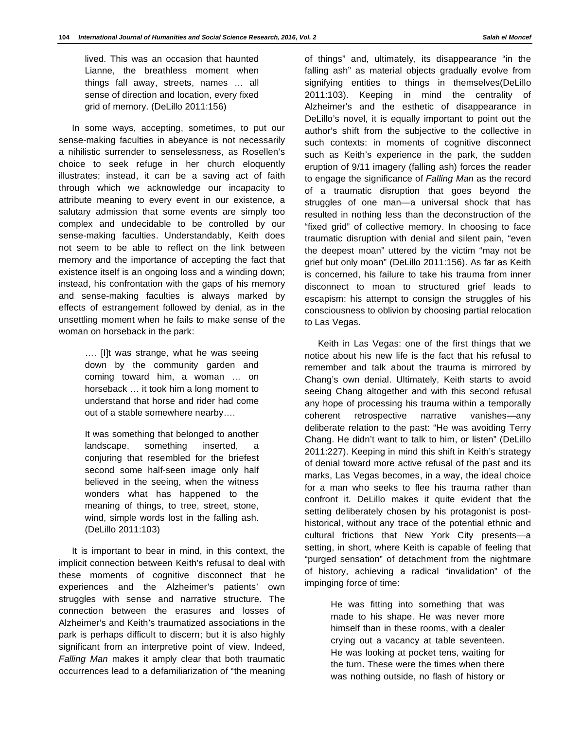> lived. This was an occasion that haunted Lianne, the breathless moment when things fall away, streets, names … all sense of direction and location, every fixed grid of memory. (DeLillo 2011:156)

In some ways, accepting, sometimes, to put our sense-making faculties in abeyance is not necessarily a nihilistic surrender to senselessness, as Rosellen's choice to seek refuge in her church eloquently illustrates; instead, it can be a saving act of faith through which we acknowledge our incapacity to attribute meaning to every event in our existence, a salutary admission that some events are simply too complex and undecidable to be controlled by our sense-making faculties. Understandably, Keith does not seem to be able to reflect on the link between memory and the importance of accepting the fact that existence itself is an ongoing loss and a winding down; instead, his confrontation with the gaps of his memory and sense-making faculties is always marked by effects of estrangement followed by denial, as in the unsettling moment when he fails to make sense of the woman on horseback in the park:

> …. [I]t was strange, what he was seeing down by the community garden and coming toward him, a woman … on horseback … it took him a long moment to understand that horse and rider had come out of a stable somewhere nearby….
>
> It was something that belonged to another landscape, something inserted, a conjuring that resembled for the briefest second some half-seen image only half believed in the seeing, when the witness wonders what has happened to the meaning of things, to tree, street, stone, wind, simple words lost in the falling ash. (DeLillo 2011:103)

It is important to bear in mind, in this context, the implicit connection between Keith's refusal to deal with these moments of cognitive disconnect that he experiences and the Alzheimer's patients' own struggles with sense and narrative structure. The connection between the erasures and losses of Alzheimer's and Keith's traumatized associations in the park is perhaps difficult to discern; but it is also highly significant from an interpretive point of view. Indeed, *Falling Man* makes it amply clear that both traumatic occurrences lead to a defamiliarization of "the meaning of things" and, ultimately, its disappearance "in the falling ash" as material objects gradually evolve from signifying entities to things in themselves(DeLillo 2011:103). Keeping in mind the centrality of Alzheimer's and the esthetic of disappearance in DeLillo's novel, it is equally important to point out the author's shift from the subjective to the collective in such contexts: in moments of cognitive disconnect such as Keith's experience in the park, the sudden eruption of 9/11 imagery (falling ash) forces the reader to engage the significance of *Falling Man* as the record of a traumatic disruption that goes beyond the struggles of one man—a universal shock that has resulted in nothing less than the deconstruction of the "fixed grid" of collective memory. In choosing to face traumatic disruption with denial and silent pain, "even the deepest moan" uttered by the victim "may not be grief but only moan" (DeLillo 2011:156). As far as Keith is concerned, his failure to take his trauma from inner disconnect to moan to structured grief leads to escapism: his attempt to consign the struggles of his consciousness to oblivion by choosing partial relocation to Las Vegas.

Keith in Las Vegas: one of the first things that we notice about his new life is the fact that his refusal to remember and talk about the trauma is mirrored by Chang's own denial. Ultimately, Keith starts to avoid seeing Chang altogether and with this second refusal any hope of processing his trauma within a temporally coherent retrospective narrative vanishes—any deliberate relation to the past: "He was avoiding Terry Chang. He didn't want to talk to him, or listen" (DeLillo 2011:227). Keeping in mind this shift in Keith's strategy of denial toward more active refusal of the past and its marks, Las Vegas becomes, in a way, the ideal choice for a man who seeks to flee his trauma rather than confront it. DeLillo makes it quite evident that the setting deliberately chosen by his protagonist is post-historical, without any trace of the potential ethnic and cultural frictions that New York City presents—a setting, in short, where Keith is capable of feeling that "purged sensation" of detachment from the nightmare of history, achieving a radical "invalidation" of the impinging force of time:

> He was fitting into something that was made to his shape. He was never more himself than in these rooms, with a dealer crying out a vacancy at table seventeen. He was looking at pocket tens, waiting for the turn. These were the times when there was nothing outside, no flash of history or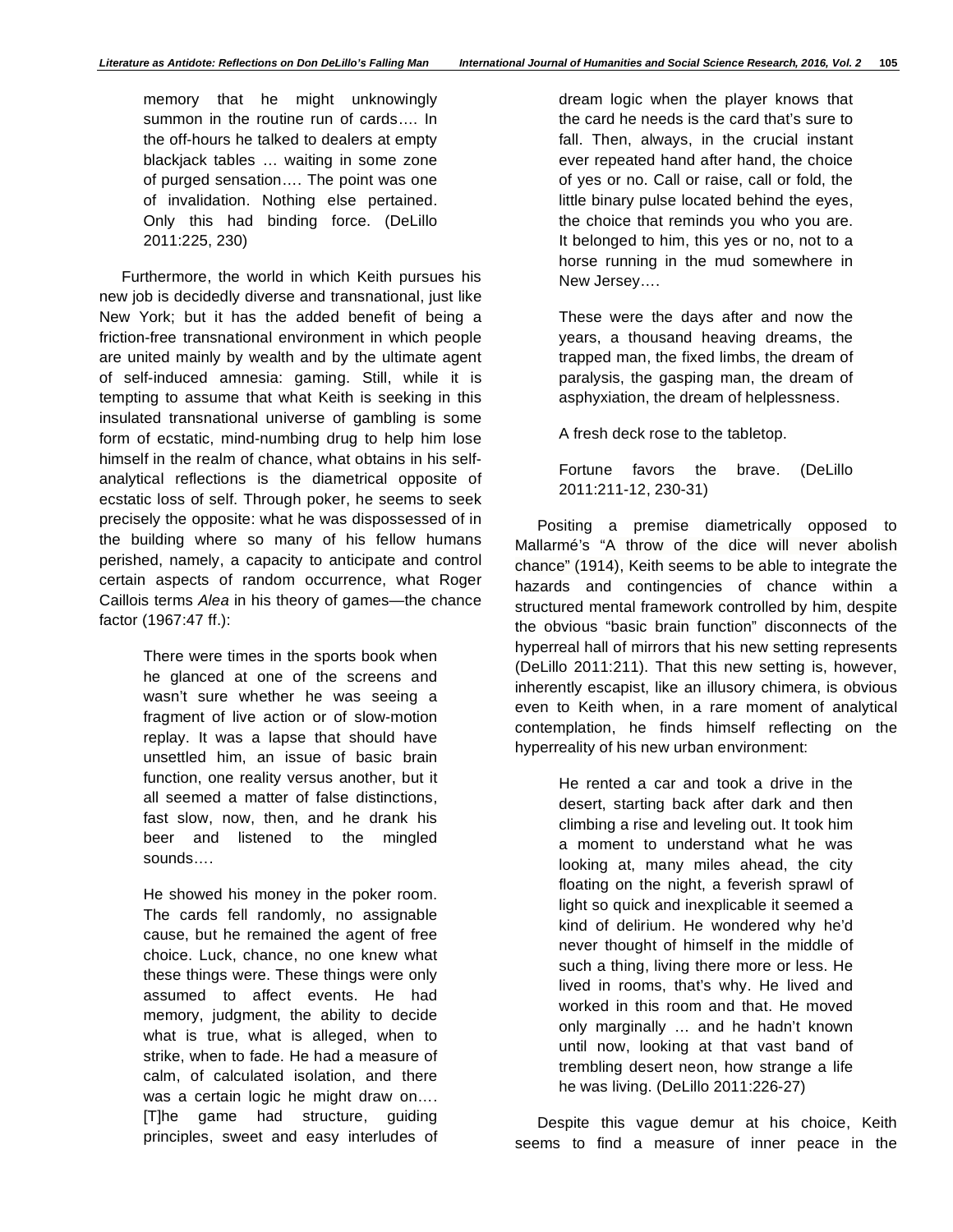> memory that he might unknowingly summon in the routine run of cards…. In the off-hours he talked to dealers at empty blackjack tables … waiting in some zone of purged sensation…. The point was one of invalidation. Nothing else pertained. Only this had binding force. (DeLillo 2011:225, 230)

Furthermore, the world in which Keith pursues his new job is decidedly diverse and transnational, just like New York; but it has the added benefit of being a friction-free transnational environment in which people are united mainly by wealth and by the ultimate agent of self-induced amnesia: gaming. Still, while it is tempting to assume that what Keith is seeking in this insulated transnational universe of gambling is some form of ecstatic, mind-numbing drug to help him lose himself in the realm of chance, what obtains in his self-analytical reflections is the diametrical opposite of ecstatic loss of self. Through poker, he seems to seek precisely the opposite: what he was dispossessed of in the building where so many of his fellow humans perished, namely, a capacity to anticipate and control certain aspects of random occurrence, what Roger Caillois terms *Alea* in his theory of games—the chance factor (1967:47 ff.):

> There were times in the sports book when he glanced at one of the screens and wasn't sure whether he was seeing a fragment of live action or of slow-motion replay. It was a lapse that should have unsettled him, an issue of basic brain function, one reality versus another, but it all seemed a matter of false distinctions, fast slow, now, then, and he drank his beer and listened to the mingled sounds….
>
> He showed his money in the poker room. The cards fell randomly, no assignable cause, but he remained the agent of free choice. Luck, chance, no one knew what these things were. These things were only assumed to affect events. He had memory, judgment, the ability to decide what is true, what is alleged, when to strike, when to fade. He had a measure of calm, of calculated isolation, and there was a certain logic he might draw on…. [T]he game had structure, guiding principles, sweet and easy interludes of dream logic when the player knows that the card he needs is the card that's sure to fall. Then, always, in the crucial instant ever repeated hand after hand, the choice of yes or no. Call or raise, call or fold, the little binary pulse located behind the eyes, the choice that reminds you who you are. It belonged to him, this yes or no, not to a horse running in the mud somewhere in New Jersey….
>
> These were the days after and now the years, a thousand heaving dreams, the trapped man, the fixed limbs, the dream of paralysis, the gasping man, the dream of asphyxiation, the dream of helplessness.
>
> A fresh deck rose to the tabletop.
>
> Fortune favors the brave. (DeLillo 2011:211-12, 230-31)

Positing a premise diametrically opposed to Mallarmé's "A throw of the dice will never abolish chance" (1914), Keith seems to be able to integrate the hazards and contingencies of chance within a structured mental framework controlled by him, despite the obvious "basic brain function" disconnects of the hyperreal hall of mirrors that his new setting represents (DeLillo 2011:211). That this new setting is, however, inherently escapist, like an illusory chimera, is obvious even to Keith when, in a rare moment of analytical contemplation, he finds himself reflecting on the hyperreality of his new urban environment:

> He rented a car and took a drive in the desert, starting back after dark and then climbing a rise and leveling out. It took him a moment to understand what he was looking at, many miles ahead, the city floating on the night, a feverish sprawl of light so quick and inexplicable it seemed a kind of delirium. He wondered why he'd never thought of himself in the middle of such a thing, living there more or less. He lived in rooms, that's why. He lived and worked in this room and that. He moved only marginally … and he hadn't known until now, looking at that vast band of trembling desert neon, how strange a life he was living. (DeLillo 2011:226-27)

Despite this vague demur at his choice, Keith seems to find a measure of inner peace in the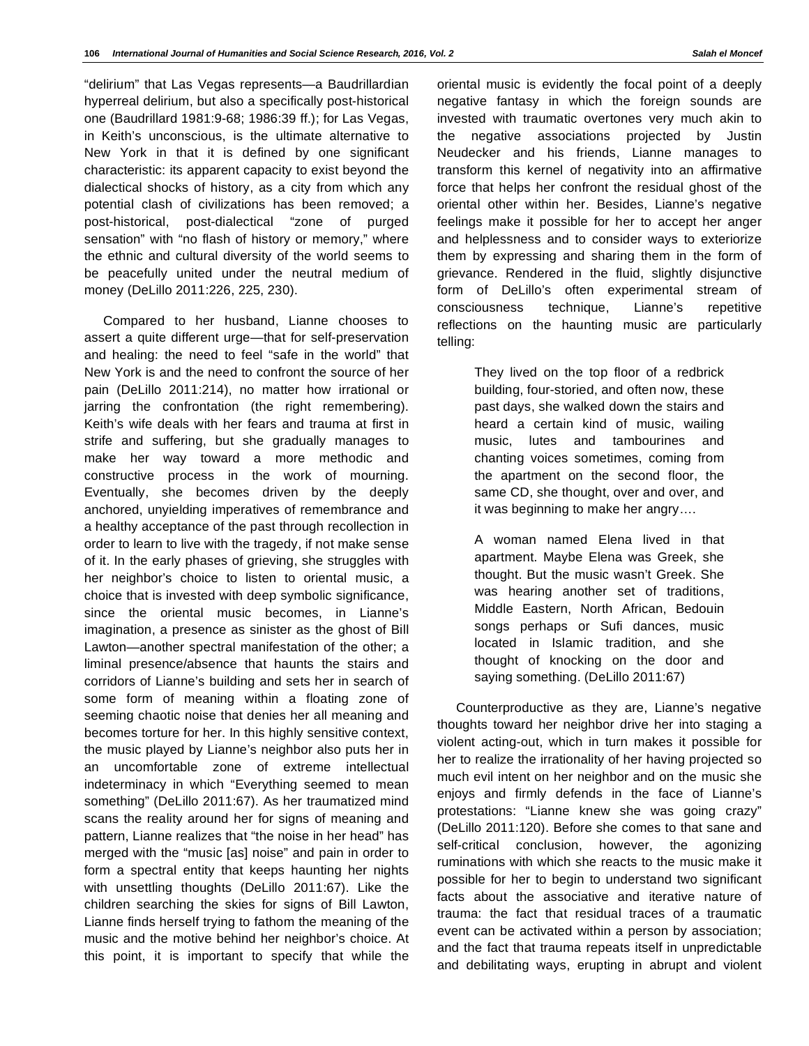"delirium" that Las Vegas represents—a Baudrillardian hyperreal delirium, but also a specifically post-historical one (Baudrillard 1981:9-68; 1986:39 ff.); for Las Vegas, in Keith's unconscious, is the ultimate alternative to New York in that it is defined by one significant characteristic: its apparent capacity to exist beyond the dialectical shocks of history, as a city from which any potential clash of civilizations has been removed; a post-historical, post-dialectical "zone of purged sensation" with "no flash of history or memory," where the ethnic and cultural diversity of the world seems to be peacefully united under the neutral medium of money (DeLillo 2011:226, 225, 230).

Compared to her husband, Lianne chooses to assert a quite different urge—that for self-preservation and healing: the need to feel "safe in the world" that New York is and the need to confront the source of her pain (DeLillo 2011:214), no matter how irrational or jarring the confrontation (the right remembering). Keith's wife deals with her fears and trauma at first in strife and suffering, but she gradually manages to make her way toward a more methodic and constructive process in the work of mourning. Eventually, she becomes driven by the deeply anchored, unyielding imperatives of remembrance and a healthy acceptance of the past through recollection in order to learn to live with the tragedy, if not make sense of it. In the early phases of grieving, she struggles with her neighbor's choice to listen to oriental music, a choice that is invested with deep symbolic significance, since the oriental music becomes, in Lianne's imagination, a presence as sinister as the ghost of Bill Lawton—another spectral manifestation of the other; a liminal presence/absence that haunts the stairs and corridors of Lianne's building and sets her in search of some form of meaning within a floating zone of seeming chaotic noise that denies her all meaning and becomes torture for her. In this highly sensitive context, the music played by Lianne's neighbor also puts her in an uncomfortable zone of extreme intellectual indeterminacy in which "Everything seemed to mean something" (DeLillo 2011:67). As her traumatized mind scans the reality around her for signs of meaning and pattern, Lianne realizes that "the noise in her head" has merged with the "music [as] noise" and pain in order to form a spectral entity that keeps haunting her nights with unsettling thoughts (DeLillo 2011:67). Like the children searching the skies for signs of Bill Lawton, Lianne finds herself trying to fathom the meaning of the music and the motive behind her neighbor's choice. At this point, it is important to specify that while the oriental music is evidently the focal point of a deeply negative fantasy in which the foreign sounds are invested with traumatic overtones very much akin to the negative associations projected by Justin Neudecker and his friends, Lianne manages to transform this kernel of negativity into an affirmative force that helps her confront the residual ghost of the oriental other within her. Besides, Lianne's negative feelings make it possible for her to accept her anger and helplessness and to consider ways to exteriorize them by expressing and sharing them in the form of grievance. Rendered in the fluid, slightly disjunctive form of DeLillo's often experimental stream of consciousness technique, Lianne's repetitive reflections on the haunting music are particularly telling:

> They lived on the top floor of a redbrick building, four-storied, and often now, these past days, she walked down the stairs and heard a certain kind of music, wailing music, lutes and tambourines and chanting voices sometimes, coming from the apartment on the second floor, the same CD, she thought, over and over, and it was beginning to make her angry….
>
> A woman named Elena lived in that apartment. Maybe Elena was Greek, she thought. But the music wasn't Greek. She was hearing another set of traditions, Middle Eastern, North African, Bedouin songs perhaps or Sufi dances, music located in Islamic tradition, and she thought of knocking on the door and saying something. (DeLillo 2011:67)

Counterproductive as they are, Lianne's negative thoughts toward her neighbor drive her into staging a violent acting-out, which in turn makes it possible for her to realize the irrationality of her having projected so much evil intent on her neighbor and on the music she enjoys and firmly defends in the face of Lianne's protestations: "Lianne knew she was going crazy" (DeLillo 2011:120). Before she comes to that sane and self-critical conclusion, however, the agonizing ruminations with which she reacts to the music make it possible for her to begin to understand two significant facts about the associative and iterative nature of trauma: the fact that residual traces of a traumatic event can be activated within a person by association; and the fact that trauma repeats itself in unpredictable and debilitating ways, erupting in abrupt and violent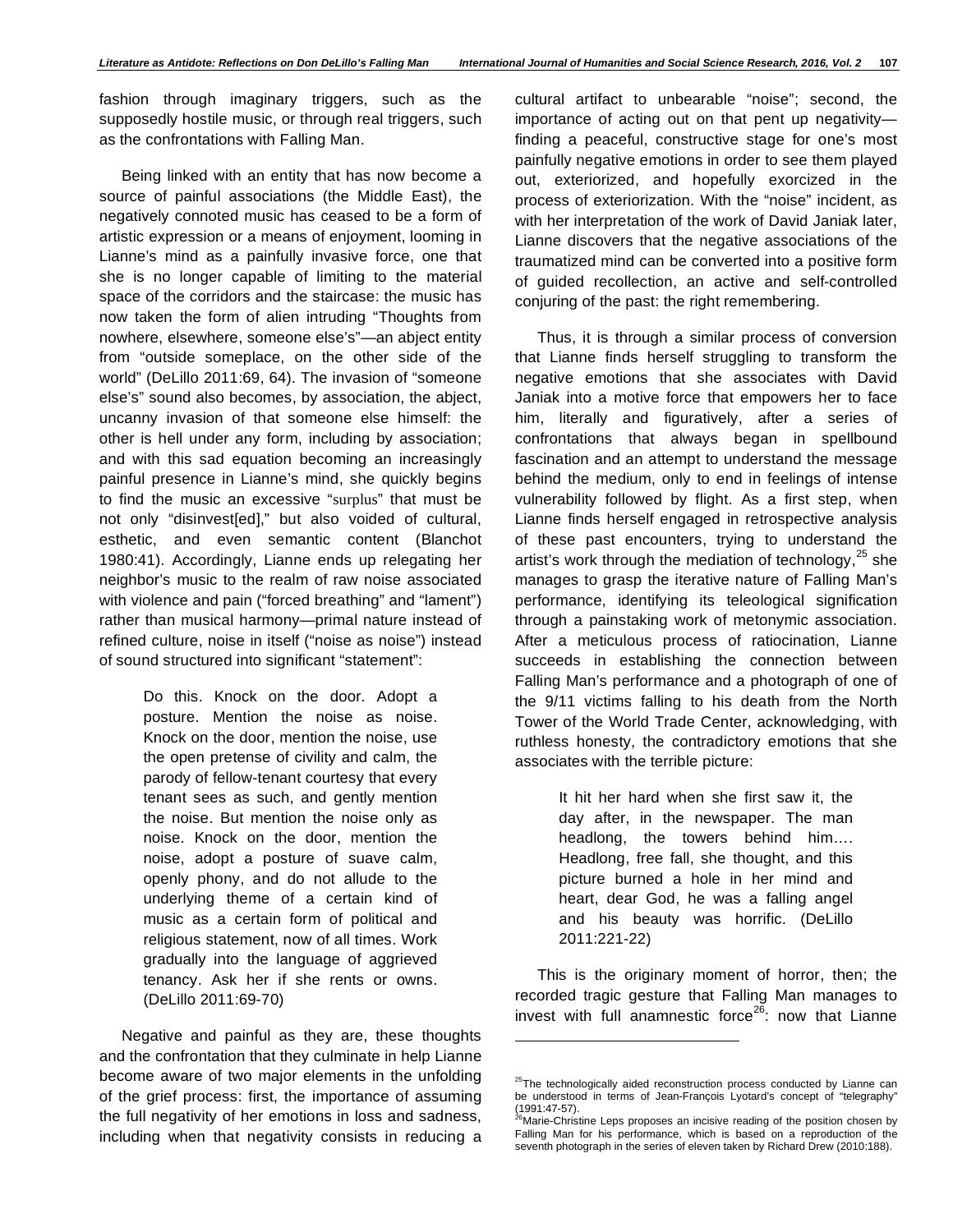fashion through imaginary triggers, such as the supposedly hostile music, or through real triggers, such as the confrontations with Falling Man.

Being linked with an entity that has now become a source of painful associations (the Middle East), the negatively connoted music has ceased to be a form of artistic expression or a means of enjoyment, looming in Lianne's mind as a painfully invasive force, one that she is no longer capable of limiting to the material space of the corridors and the staircase: the music has now taken the form of alien intruding "Thoughts from nowhere, elsewhere, someone else's"—an abject entity from "outside someplace, on the other side of the world" (DeLillo 2011:69, 64). The invasion of "someone else's" sound also becomes, by association, the abject, uncanny invasion of that someone else himself: the other is hell under any form, including by association; and with this sad equation becoming an increasingly painful presence in Lianne's mind, she quickly begins to find the music an excessive "surplus" that must be not only "disinvest[ed]," but also voided of cultural, esthetic, and even semantic content (Blanchot 1980:41). Accordingly, Lianne ends up relegating her neighbor's music to the realm of raw noise associated with violence and pain ("forced breathing" and "lament") rather than musical harmony—primal nature instead of refined culture, noise in itself ("noise as noise") instead of sound structured into significant "statement":

> Do this. Knock on the door. Adopt a posture. Mention the noise as noise. Knock on the door, mention the noise, use the open pretense of civility and calm, the parody of fellow-tenant courtesy that every tenant sees as such, and gently mention the noise. But mention the noise only as noise. Knock on the door, mention the noise, adopt a posture of suave calm, openly phony, and do not allude to the underlying theme of a certain kind of music as a certain form of political and religious statement, now of all times. Work gradually into the language of aggrieved tenancy. Ask her if she rents or owns. (DeLillo 2011:69-70)

Negative and painful as they are, these thoughts and the confrontation that they culminate in help Lianne become aware of two major elements in the unfolding of the grief process: first, the importance of assuming the full negativity of her emotions in loss and sadness, including when that negativity consists in reducing a cultural artifact to unbearable "noise"; second, the importance of acting out on that pent up negativity—finding a peaceful, constructive stage for one's most painfully negative emotions in order to see them played out, exteriorized, and hopefully exorcized in the process of exteriorization. With the "noise" incident, as with her interpretation of the work of David Janiak later, Lianne discovers that the negative associations of the traumatized mind can be converted into a positive form of guided recollection, an active and self-controlled conjuring of the past: the right remembering.

Thus, it is through a similar process of conversion that Lianne finds herself struggling to transform the negative emotions that she associates with David Janiak into a motive force that empowers her to face him, literally and figuratively, after a series of confrontations that always began in spellbound fascination and an attempt to understand the message behind the medium, only to end in feelings of intense vulnerability followed by flight. As a first step, when Lianne finds herself engaged in retrospective analysis of these past encounters, trying to understand the artist's work through the mediation of technology,[25] she manages to grasp the iterative nature of Falling Man's performance, identifying its teleological signification through a painstaking work of metonymic association. After a meticulous process of ratiocination, Lianne succeeds in establishing the connection between Falling Man's performance and a photograph of one of the 9/11 victims falling to his death from the North Tower of the World Trade Center, acknowledging, with ruthless honesty, the contradictory emotions that she associates with the terrible picture:

> It hit her hard when she first saw it, the day after, in the newspaper. The man headlong, the towers behind him…. Headlong, free fall, she thought, and this picture burned a hole in her mind and heart, dear God, he was a falling angel and his beauty was horrific. (DeLillo 2011:221-22)

This is the originary moment of horror, then; the recorded tragic gesture that Falling Man manages to invest with full anamnestic force[26]: now that Lianne

[25]The technologically aided reconstruction process conducted by Lianne can be understood in terms of Jean-François Lyotard's concept of "telegraphy" (1991:47-57).

[26]Marie-Christine Leps proposes an incisive reading of the position chosen by Falling Man for his performance, which is based on a reproduction of the seventh photograph in the series of eleven taken by Richard Drew (2010:188).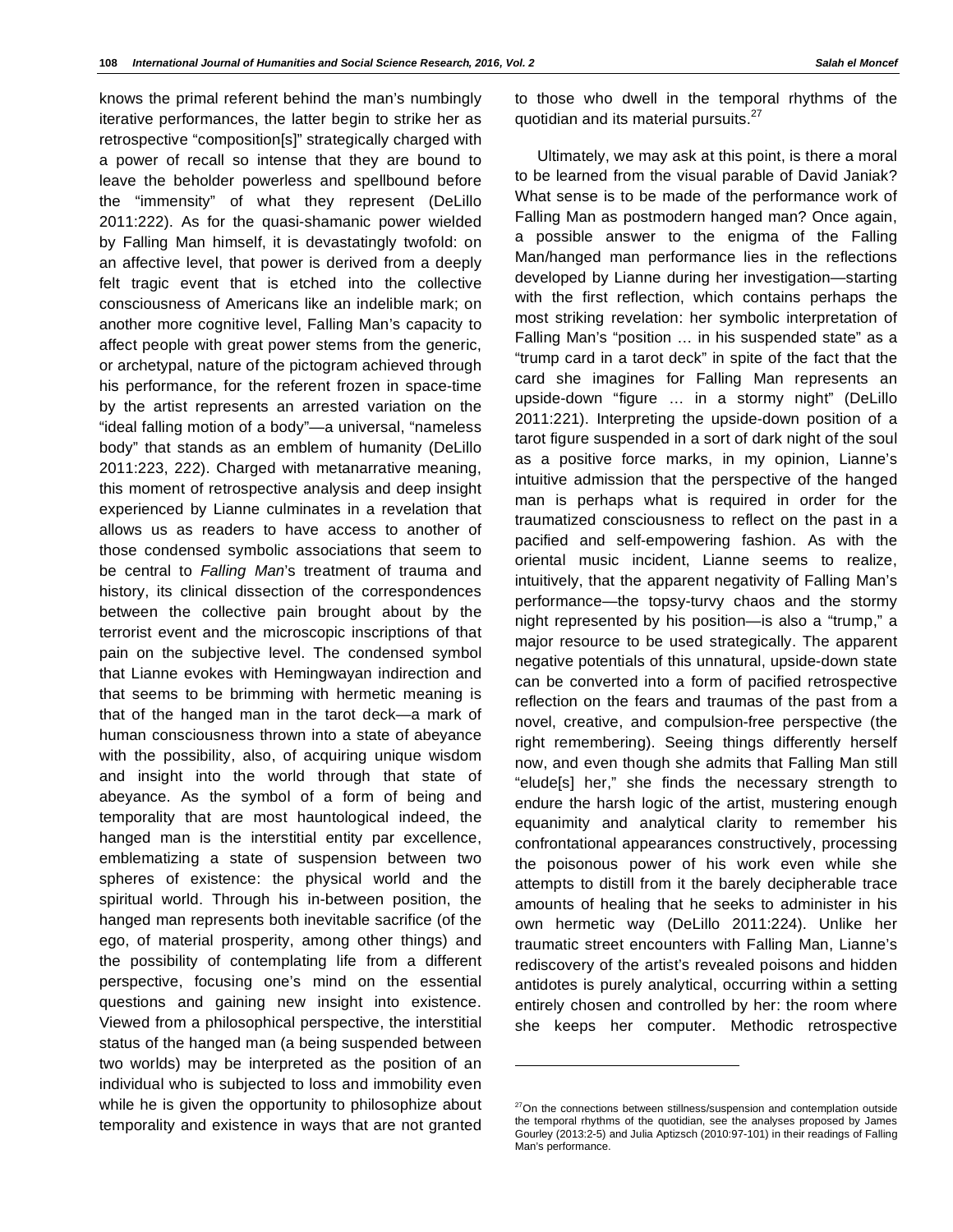knows the primal referent behind the man's numbingly iterative performances, the latter begin to strike her as retrospective "composition[s]" strategically charged with a power of recall so intense that they are bound to leave the beholder powerless and spellbound before the "immensity" of what they represent (DeLillo 2011:222). As for the quasi-shamanic power wielded by Falling Man himself, it is devastatingly twofold: on an affective level, that power is derived from a deeply felt tragic event that is etched into the collective consciousness of Americans like an indelible mark; on another more cognitive level, Falling Man's capacity to affect people with great power stems from the generic, or archetypal, nature of the pictogram achieved through his performance, for the referent frozen in space-time by the artist represents an arrested variation on the "ideal falling motion of a body"—a universal, "nameless body" that stands as an emblem of humanity (DeLillo 2011:223, 222). Charged with metanarrative meaning, this moment of retrospective analysis and deep insight experienced by Lianne culminates in a revelation that allows us as readers to have access to another of those condensed symbolic associations that seem to be central to *Falling Man*'s treatment of trauma and history, its clinical dissection of the correspondences between the collective pain brought about by the terrorist event and the microscopic inscriptions of that pain on the subjective level. The condensed symbol that Lianne evokes with Hemingwayan indirection and that seems to be brimming with hermetic meaning is that of the hanged man in the tarot deck—a mark of human consciousness thrown into a state of abeyance with the possibility, also, of acquiring unique wisdom and insight into the world through that state of abeyance. As the symbol of a form of being and temporality that are most hauntological indeed, the hanged man is the interstitial entity par excellence, emblematizing a state of suspension between two spheres of existence: the physical world and the spiritual world. Through his in-between position, the hanged man represents both inevitable sacrifice (of the ego, of material prosperity, among other things) and the possibility of contemplating life from a different perspective, focusing one's mind on the essential questions and gaining new insight into existence. Viewed from a philosophical perspective, the interstitial status of the hanged man (a being suspended between two worlds) may be interpreted as the position of an individual who is subjected to loss and immobility even while he is given the opportunity to philosophize about temporality and existence in ways that are not granted to those who dwell in the temporal rhythms of the quotidian and its material pursuits.[27]

Ultimately, we may ask at this point, is there a moral to be learned from the visual parable of David Janiak? What sense is to be made of the performance work of Falling Man as postmodern hanged man? Once again, a possible answer to the enigma of the Falling Man/hanged man performance lies in the reflections developed by Lianne during her investigation—starting with the first reflection, which contains perhaps the most striking revelation: her symbolic interpretation of Falling Man's "position … in his suspended state" as a "trump card in a tarot deck" in spite of the fact that the card she imagines for Falling Man represents an upside-down "figure … in a stormy night" (DeLillo 2011:221). Interpreting the upside-down position of a tarot figure suspended in a sort of dark night of the soul as a positive force marks, in my opinion, Lianne's intuitive admission that the perspective of the hanged man is perhaps what is required in order for the traumatized consciousness to reflect on the past in a pacified and self-empowering fashion. As with the oriental music incident, Lianne seems to realize, intuitively, that the apparent negativity of Falling Man's performance—the topsy-turvy chaos and the stormy night represented by his position—is also a "trump," a major resource to be used strategically. The apparent negative potentials of this unnatural, upside-down state can be converted into a form of pacified retrospective reflection on the fears and traumas of the past from a novel, creative, and compulsion-free perspective (the right remembering). Seeing things differently herself now, and even though she admits that Falling Man still "elude[s] her," she finds the necessary strength to endure the harsh logic of the artist, mustering enough equanimity and analytical clarity to remember his confrontational appearances constructively, processing the poisonous power of his work even while she attempts to distill from it the barely decipherable trace amounts of healing that he seeks to administer in his own hermetic way (DeLillo 2011:224). Unlike her traumatic street encounters with Falling Man, Lianne's rediscovery of the artist's revealed poisons and hidden antidotes is purely analytical, occurring within a setting entirely chosen and controlled by her: the room where she keeps her computer. Methodic retrospective

---

[27] On the connections between stillness/suspension and contemplation outside the temporal rhythms of the quotidian, see the analyses proposed by James Gourley (2013:2-5) and Julia Aptizsch (2010:97-101) in their readings of Falling Man's performance.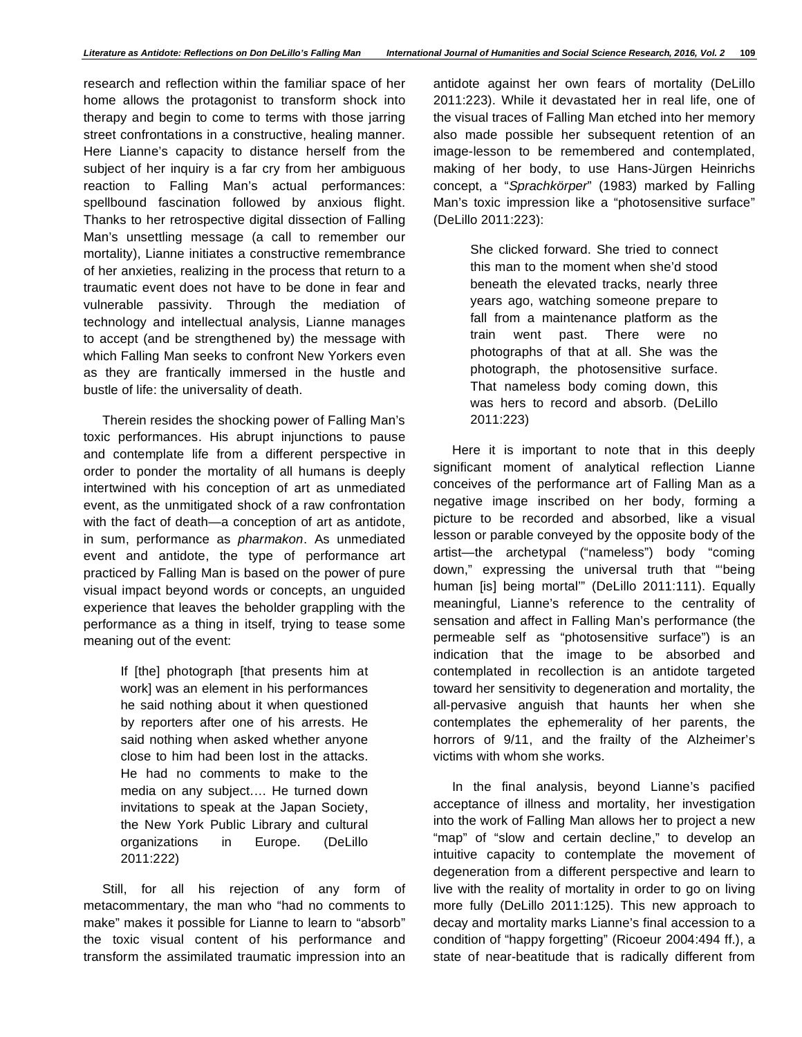research and reflection within the familiar space of her home allows the protagonist to transform shock into therapy and begin to come to terms with those jarring street confrontations in a constructive, healing manner. Here Lianne's capacity to distance herself from the subject of her inquiry is a far cry from her ambiguous reaction to Falling Man's actual performances: spellbound fascination followed by anxious flight. Thanks to her retrospective digital dissection of Falling Man's unsettling message (a call to remember our mortality), Lianne initiates a constructive remembrance of her anxieties, realizing in the process that return to a traumatic event does not have to be done in fear and vulnerable passivity. Through the mediation of technology and intellectual analysis, Lianne manages to accept (and be strengthened by) the message with which Falling Man seeks to confront New Yorkers even as they are frantically immersed in the hustle and bustle of life: the universality of death.

Therein resides the shocking power of Falling Man's toxic performances. His abrupt injunctions to pause and contemplate life from a different perspective in order to ponder the mortality of all humans is deeply intertwined with his conception of art as unmediated event, as the unmitigated shock of a raw confrontation with the fact of death—a conception of art as antidote, in sum, performance as *pharmakon*. As unmediated event and antidote, the type of performance art practiced by Falling Man is based on the power of pure visual impact beyond words or concepts, an unguided experience that leaves the beholder grappling with the performance as a thing in itself, trying to tease some meaning out of the event:

> If [the] photograph [that presents him at work] was an element in his performances he said nothing about it when questioned by reporters after one of his arrests. He said nothing when asked whether anyone close to him had been lost in the attacks. He had no comments to make to the media on any subject.... He turned down invitations to speak at the Japan Society, the New York Public Library and cultural organizations in Europe. (DeLillo 2011:222)

Still, for all his rejection of any form of metacommentary, the man who "had no comments to make" makes it possible for Lianne to learn to "absorb" the toxic visual content of his performance and transform the assimilated traumatic impression into an antidote against her own fears of mortality (DeLillo 2011:223). While it devastated her in real life, one of the visual traces of Falling Man etched into her memory also made possible her subsequent retention of an image-lesson to be remembered and contemplated, making of her body, to use Hans-Jürgen Heinrichs concept, a "*Sprachkörper*" (1983) marked by Falling Man's toxic impression like a "photosensitive surface" (DeLillo 2011:223):

> She clicked forward. She tried to connect this man to the moment when she'd stood beneath the elevated tracks, nearly three years ago, watching someone prepare to fall from a maintenance platform as the train went past. There were no photographs of that at all. She was the photograph, the photosensitive surface. That nameless body coming down, this was hers to record and absorb. (DeLillo 2011:223)

Here it is important to note that in this deeply significant moment of analytical reflection Lianne conceives of the performance art of Falling Man as a negative image inscribed on her body, forming a picture to be recorded and absorbed, like a visual lesson or parable conveyed by the opposite body of the artist—the archetypal ("nameless") body "coming down," expressing the universal truth that "'being human [is] being mortal'" (DeLillo 2011:111). Equally meaningful, Lianne's reference to the centrality of sensation and affect in Falling Man's performance (the permeable self as "photosensitive surface") is an indication that the image to be absorbed and contemplated in recollection is an antidote targeted toward her sensitivity to degeneration and mortality, the all-pervasive anguish that haunts her when she contemplates the ephemerality of her parents, the horrors of 9/11, and the frailty of the Alzheimer's victims with whom she works.

In the final analysis, beyond Lianne's pacified acceptance of illness and mortality, her investigation into the work of Falling Man allows her to project a new "map" of "slow and certain decline," to develop an intuitive capacity to contemplate the movement of degeneration from a different perspective and learn to live with the reality of mortality in order to go on living more fully (DeLillo 2011:125). This new approach to decay and mortality marks Lianne's final accession to a condition of "happy forgetting" (Ricoeur 2004:494 ff.), a state of near-beatitude that is radically different from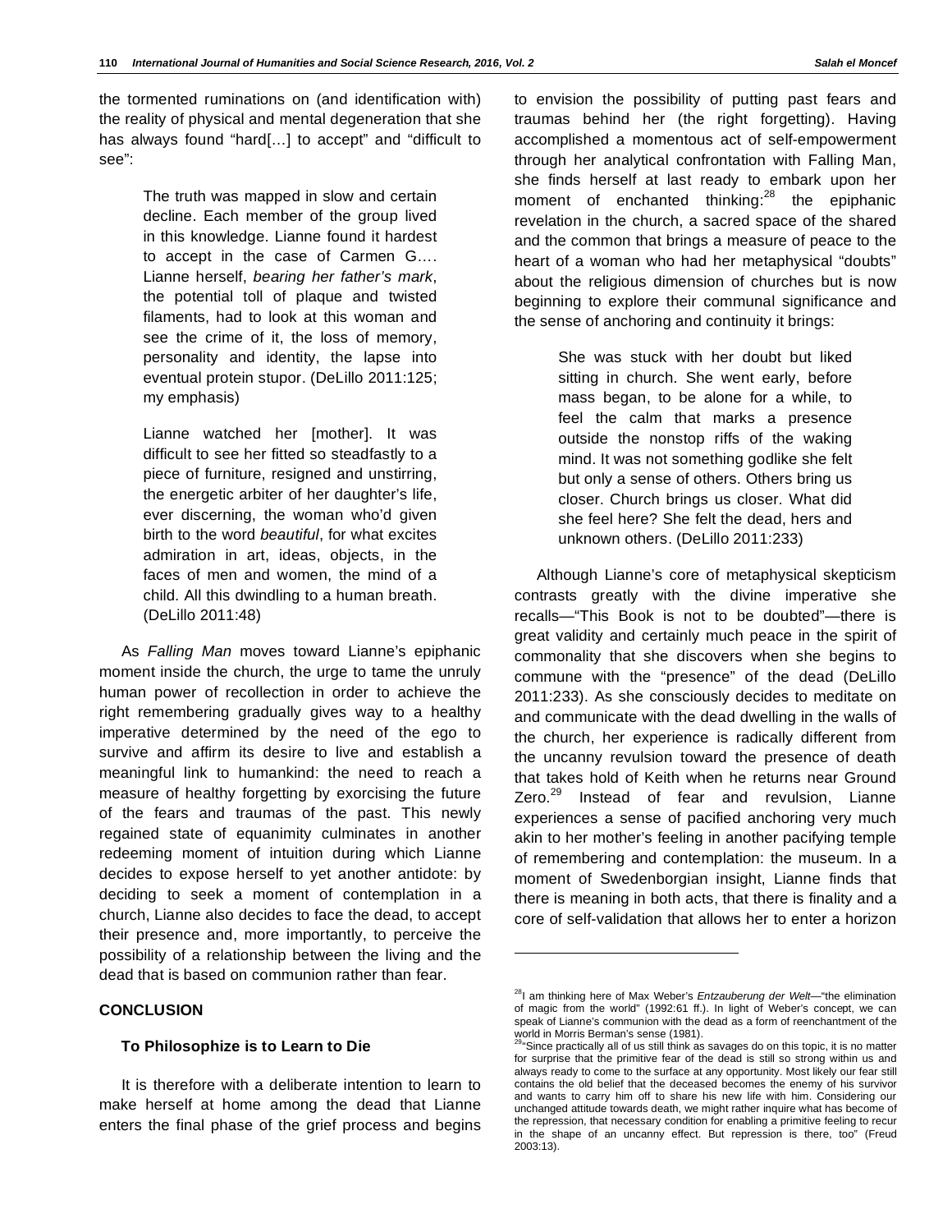the tormented ruminations on (and identification with) the reality of physical and mental degeneration that she has always found "hard[…] to accept" and "difficult to see":

> The truth was mapped in slow and certain decline. Each member of the group lived in this knowledge. Lianne found it hardest to accept in the case of Carmen G.… Lianne herself, *bearing her father's mark*, the potential toll of plaque and twisted filaments, had to look at this woman and see the crime of it, the loss of memory, personality and identity, the lapse into eventual protein stupor. (DeLillo 2011:125; my emphasis)

> Lianne watched her [mother]. It was difficult to see her fitted so steadfastly to a piece of furniture, resigned and unstirring, the energetic arbiter of her daughter's life, ever discerning, the woman who'd given birth to the word *beautiful*, for what excites admiration in art, ideas, objects, in the faces of men and women, the mind of a child. All this dwindling to a human breath. (DeLillo 2011:48)

As *Falling Man* moves toward Lianne's epiphanic moment inside the church, the urge to tame the unruly human power of recollection in order to achieve the right remembering gradually gives way to a healthy imperative determined by the need of the ego to survive and affirm its desire to live and establish a meaningful link to humankind: the need to reach a measure of healthy forgetting by exorcising the future of the fears and traumas of the past. This newly regained state of equanimity culminates in another redeeming moment of intuition during which Lianne decides to expose herself to yet another antidote: by deciding to seek a moment of contemplation in a church, Lianne also decides to face the dead, to accept their presence and, more importantly, to perceive the possibility of a relationship between the living and the dead that is based on communion rather than fear.

## CONCLUSION

### To Philosophize is to Learn to Die

It is therefore with a deliberate intention to learn to make herself at home among the dead that Lianne enters the final phase of the grief process and begins to envision the possibility of putting past fears and traumas behind her (the right forgetting). Having accomplished a momentous act of self-empowerment through her analytical confrontation with Falling Man, she finds herself at last ready to embark upon her moment of enchanted thinking:[28] the epiphanic revelation in the church, a sacred space of the shared and the common that brings a measure of peace to the heart of a woman who had her metaphysical "doubts" about the religious dimension of churches but is now beginning to explore their communal significance and the sense of anchoring and continuity it brings:

> She was stuck with her doubt but liked sitting in church. She went early, before mass began, to be alone for a while, to feel the calm that marks a presence outside the nonstop riffs of the waking mind. It was not something godlike she felt but only a sense of others. Others bring us closer. Church brings us closer. What did she feel here? She felt the dead, hers and unknown others. (DeLillo 2011:233)

Although Lianne's core of metaphysical skepticism contrasts greatly with the divine imperative she recalls—"This Book is not to be doubted"—there is great validity and certainly much peace in the spirit of commonality that she discovers when she begins to commune with the "presence" of the dead (DeLillo 2011:233). As she consciously decides to meditate on and communicate with the dead dwelling in the walls of the church, her experience is radically different from the uncanny revulsion toward the presence of death that takes hold of Keith when he returns near Ground Zero.[29] Instead of fear and revulsion, Lianne experiences a sense of pacified anchoring very much akin to her mother's feeling in another pacifying temple of remembering and contemplation: the museum. In a moment of Swedenborgian insight, Lianne finds that there is meaning in both acts, that there is finality and a core of self-validation that allows her to enter a horizon

---

[28] I am thinking here of Max Weber's *Entzauberung der Welt*—"the elimination of magic from the world" (1992:61 ff.). In light of Weber's concept, we can speak of Lianne's communion with the dead as a form of reenchantment of the world in Morris Berman's sense (1981).

[29] "Since practically all of us still think as savages do on this topic, it is no matter for surprise that the primitive fear of the dead is still so strong within us and always ready to come to the surface at any opportunity. Most likely our fear still contains the old belief that the deceased becomes the enemy of his survivor and wants to carry him off to share his new life with him. Considering our unchanged attitude towards death, we might rather inquire what has become of the repression, that necessary condition for enabling a primitive feeling to recur in the shape of an uncanny effect. But repression is there, too" (Freud 2003:13).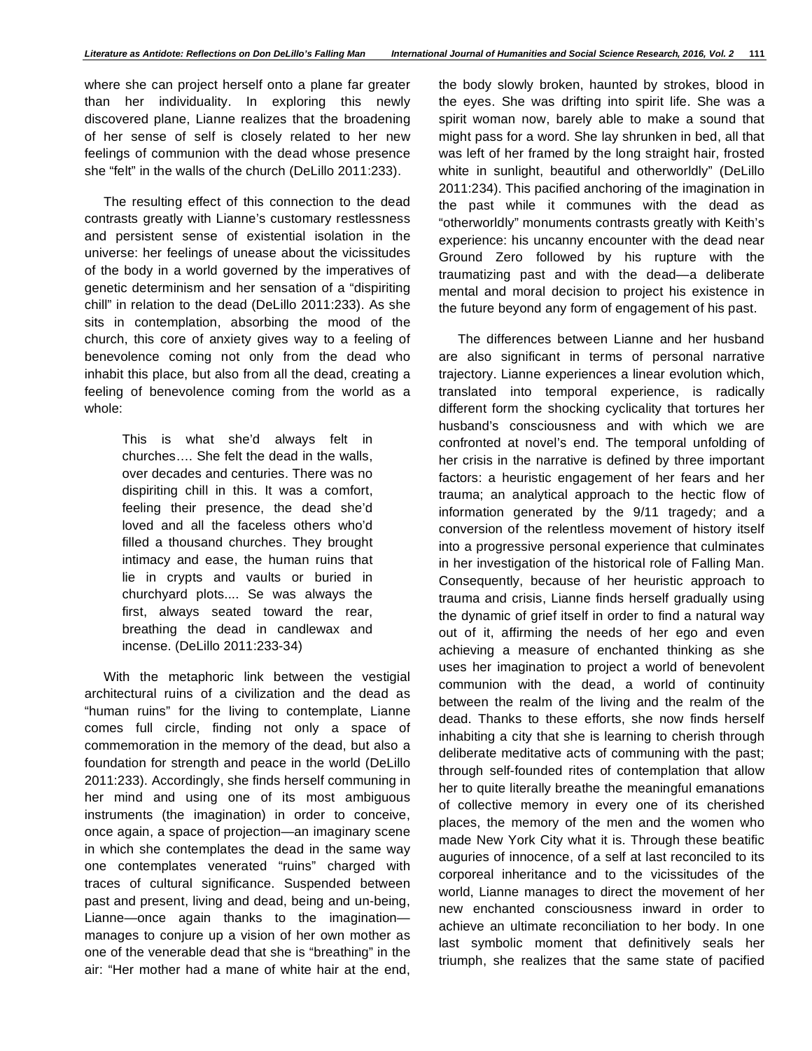where she can project herself onto a plane far greater than her individuality. In exploring this newly discovered plane, Lianne realizes that the broadening of her sense of self is closely related to her new feelings of communion with the dead whose presence she "felt" in the walls of the church (DeLillo 2011:233).

The resulting effect of this connection to the dead contrasts greatly with Lianne's customary restlessness and persistent sense of existential isolation in the universe: her feelings of unease about the vicissitudes of the body in a world governed by the imperatives of genetic determinism and her sensation of a "dispiriting chill" in relation to the dead (DeLillo 2011:233). As she sits in contemplation, absorbing the mood of the church, this core of anxiety gives way to a feeling of benevolence coming not only from the dead who inhabit this place, but also from all the dead, creating a feeling of benevolence coming from the world as a whole:

> This is what she'd always felt in churches…. She felt the dead in the walls, over decades and centuries. There was no dispiriting chill in this. It was a comfort, feeling their presence, the dead she'd loved and all the faceless others who'd filled a thousand churches. They brought intimacy and ease, the human ruins that lie in crypts and vaults or buried in churchyard plots.... Se was always the first, always seated toward the rear, breathing the dead in candlewax and incense. (DeLillo 2011:233-34)

With the metaphoric link between the vestigial architectural ruins of a civilization and the dead as "human ruins" for the living to contemplate, Lianne comes full circle, finding not only a space of commemoration in the memory of the dead, but also a foundation for strength and peace in the world (DeLillo 2011:233). Accordingly, she finds herself communing in her mind and using one of its most ambiguous instruments (the imagination) in order to conceive, once again, a space of projection—an imaginary scene in which she contemplates the dead in the same way one contemplates venerated "ruins" charged with traces of cultural significance. Suspended between past and present, living and dead, being and un-being, Lianne—once again thanks to the imagination—manages to conjure up a vision of her own mother as one of the venerable dead that she is "breathing" in the air: "Her mother had a mane of white hair at the end, the body slowly broken, haunted by strokes, blood in the eyes. She was drifting into spirit life. She was a spirit woman now, barely able to make a sound that might pass for a word. She lay shrunken in bed, all that was left of her framed by the long straight hair, frosted white in sunlight, beautiful and otherworldly" (DeLillo 2011:234). This pacified anchoring of the imagination in the past while it communes with the dead as "otherworldly" monuments contrasts greatly with Keith's experience: his uncanny encounter with the dead near Ground Zero followed by his rupture with the traumatizing past and with the dead—a deliberate mental and moral decision to project his existence in the future beyond any form of engagement of his past.

The differences between Lianne and her husband are also significant in terms of personal narrative trajectory. Lianne experiences a linear evolution which, translated into temporal experience, is radically different form the shocking cyclicality that tortures her husband's consciousness and with which we are confronted at novel's end. The temporal unfolding of her crisis in the narrative is defined by three important factors: a heuristic engagement of her fears and her trauma; an analytical approach to the hectic flow of information generated by the 9/11 tragedy; and a conversion of the relentless movement of history itself into a progressive personal experience that culminates in her investigation of the historical role of Falling Man. Consequently, because of her heuristic approach to trauma and crisis, Lianne finds herself gradually using the dynamic of grief itself in order to find a natural way out of it, affirming the needs of her ego and even achieving a measure of enchanted thinking as she uses her imagination to project a world of benevolent communion with the dead, a world of continuity between the realm of the living and the realm of the dead. Thanks to these efforts, she now finds herself inhabiting a city that she is learning to cherish through deliberate meditative acts of communing with the past; through self-founded rites of contemplation that allow her to quite literally breathe the meaningful emanations of collective memory in every one of its cherished places, the memory of the men and the women who made New York City what it is. Through these beatific auguries of innocence, of a self at last reconciled to its corporeal inheritance and to the vicissitudes of the world, Lianne manages to direct the movement of her new enchanted consciousness inward in order to achieve an ultimate reconciliation to her body. In one last symbolic moment that definitively seals her triumph, she realizes that the same state of pacified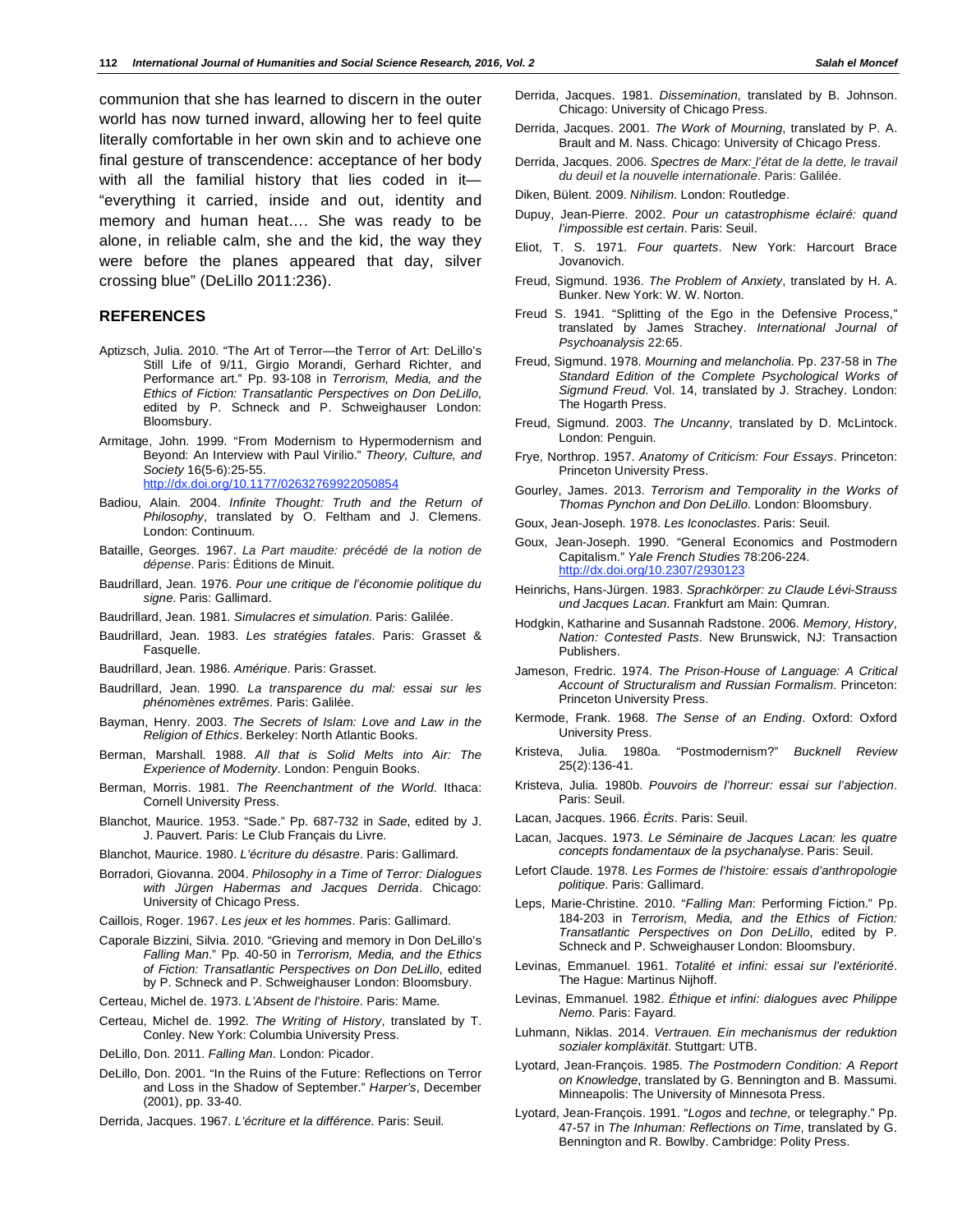communion that she has learned to discern in the outer world has now turned inward, allowing her to feel quite literally comfortable in her own skin and to achieve one final gesture of transcendence: acceptance of her body with all the familial history that lies coded in it—"everything it carried, inside and out, identity and memory and human heat.… She was ready to be alone, in reliable calm, she and the kid, the way they were before the planes appeared that day, silver crossing blue" (DeLillo 2011:236).

## REFERENCES

Aptizsch, Julia. 2010. "The Art of Terror—the Terror of Art: DeLillo's Still Life of 9/11, Girgio Morandi, Gerhard Richter, and Performance art." Pp. 93-108 in *Terrorism, Media, and the Ethics of Fiction: Transatlantic Perspectives on Don DeLillo*, edited by P. Schneck and P. Schweighauser London: Bloomsbury.

Armitage, John. 1999. "From Modernism to Hypermodernism and Beyond: An Interview with Paul Virilio." *Theory, Culture, and Society* 16(5-6):25-55. http://dx.doi.org/10.1177/02632769922050854

Badiou, Alain. 2004. *Infinite Thought: Truth and the Return of Philosophy*, translated by O. Feltham and J. Clemens. London: Continuum.

Bataille, Georges. 1967. *La Part maudite: précédé de la notion de dépense*. Paris: Éditions de Minuit.

Baudrillard, Jean. 1976. *Pour une critique de l'économie politique du signe*. Paris: Gallimard.

Baudrillard, Jean. 1981. *Simulacres et simulation*. Paris: Galilée.

Baudrillard, Jean. 1983. *Les stratégies fatales*. Paris: Grasset & Fasquelle.

Baudrillard, Jean. 1986. *Amérique*. Paris: Grasset.

Baudrillard, Jean. 1990. *La transparence du mal: essai sur les phénomènes extrêmes*. Paris: Galilée.

Bayman, Henry. 2003. *The Secrets of Islam: Love and Law in the Religion of Ethics*. Berkeley: North Atlantic Books.

Berman, Marshall. 1988. *All that is Solid Melts into Air: The Experience of Modernity*. London: Penguin Books.

Berman, Morris. 1981. *The Reenchantment of the World*. Ithaca: Cornell University Press.

Blanchot, Maurice. 1953. "Sade." Pp. 687-732 in *Sade*, edited by J. J. Pauvert. Paris: Le Club Français du Livre.

Blanchot, Maurice. 1980. *L'écriture du désastre*. Paris: Gallimard.

Borradori, Giovanna. 2004. *Philosophy in a Time of Terror: Dialogues with Jürgen Habermas and Jacques Derrida*. Chicago: University of Chicago Press.

Caillois, Roger. 1967. *Les jeux et les hommes*. Paris: Gallimard.

Caporale Bizzini, Silvia. 2010. "Grieving and memory in Don DeLillo's *Falling Man*." Pp. 40-50 in *Terrorism, Media, and the Ethics of Fiction: Transatlantic Perspectives on Don DeLillo*, edited by P. Schneck and P. Schweighauser London: Bloomsbury.

Certeau, Michel de. 1973. *L'Absent de l'histoire*. Paris: Mame.

Certeau, Michel de. 1992. *The Writing of History*, translated by T. Conley. New York: Columbia University Press.

DeLillo, Don. 2011. *Falling Man*. London: Picador.

DeLillo, Don. 2001. "In the Ruins of the Future: Reflections on Terror and Loss in the Shadow of September." *Harper's*, December (2001), pp. 33-40.

Derrida, Jacques. 1967. *L'écriture et la différence*. Paris: Seuil.

Derrida, Jacques. 1981. *Dissemination*, translated by B. Johnson. Chicago: University of Chicago Press.

Derrida, Jacques. 2001. *The Work of Mourning*, translated by P. A. Brault and M. Nass. Chicago: University of Chicago Press.

Derrida, Jacques. 2006. *Spectres de Marx: l'état de la dette, le travail du deuil et la nouvelle internationale*. Paris: Galilée.

Diken, Bülent. 2009. *Nihilism*. London: Routledge.

Dupuy, Jean-Pierre. 2002. *Pour un catastrophisme éclairé: quand l'impossible est certain*. Paris: Seuil.

Eliot, T. S. 1971. *Four quartets*. New York: Harcourt Brace Jovanovich.

Freud, Sigmund. 1936. *The Problem of Anxiety*, translated by H. A. Bunker. New York: W. W. Norton.

Freud S. 1941. "Splitting of the Ego in the Defensive Process," translated by James Strachey. *International Journal of Psychoanalysis* 22:65.

Freud, Sigmund. 1978. *Mourning and melancholia*. Pp. 237-58 in *The Standard Edition of the Complete Psychological Works of Sigmund Freud*. Vol. 14, translated by J. Strachey. London: The Hogarth Press.

Freud, Sigmund. 2003. *The Uncanny*, translated by D. McLintock. London: Penguin.

Frye, Northrop. 1957. *Anatomy of Criticism: Four Essays*. Princeton: Princeton University Press.

Gourley, James. 2013. *Terrorism and Temporality in the Works of Thomas Pynchon and Don DeLillo*. London: Bloomsbury.

Goux, Jean-Joseph. 1978. *Les Iconoclastes*. Paris: Seuil.

Goux, Jean-Joseph. 1990. "General Economics and Postmodern Capitalism." *Yale French Studies* 78:206-224. http://dx.doi.org/10.2307/2930123

Heinrichs, Hans-Jürgen. 1983. *Sprachkörper: zu Claude Lévi-Strauss und Jacques Lacan*. Frankfurt am Main: Qumran.

Hodgkin, Katharine and Susannah Radstone. 2006. *Memory, History, Nation: Contested Pasts*. New Brunswick, NJ: Transaction Publishers.

Jameson, Fredric. 1974. *The Prison-House of Language: A Critical Account of Structuralism and Russian Formalism*. Princeton: Princeton University Press.

Kermode, Frank. 1968. *The Sense of an Ending*. Oxford: Oxford University Press.

Kristeva, Julia. 1980a. "Postmodernism?" *Bucknell Review* 25(2):136-41.

Kristeva, Julia. 1980b. *Pouvoirs de l'horreur: essai sur l'abjection*. Paris: Seuil.

Lacan, Jacques. 1966. *Écrits*. Paris: Seuil.

Lacan, Jacques. 1973. *Le Séminaire de Jacques Lacan: les quatre concepts fondamentaux de la psychanalyse*. Paris: Seuil.

Lefort Claude. 1978. *Les Formes de l'histoire: essais d'anthropologie politique*. Paris: Gallimard.

Leps, Marie-Christine. 2010. "*Falling Man*: Performing Fiction." Pp. 184-203 in *Terrorism, Media, and the Ethics of Fiction: Transatlantic Perspectives on Don DeLillo*, edited by P. Schneck and P. Schweighauser London: Bloomsbury.

Levinas, Emmanuel. 1961. *Totalité et infini: essai sur l'extériorité*. The Hague: Martinus Nijhoff.

Levinas, Emmanuel. 1982. *Éthique et infini: dialogues avec Philippe Nemo*. Paris: Fayard.

Luhmann, Niklas. 2014. *Vertrauen. Ein mechanismus der reduktion sozialer kompläxität*. Stuttgart: UTB.

Lyotard, Jean-François. 1985. *The Postmodern Condition: A Report on Knowledge*, translated by G. Bennington and B. Massumi. Minneapolis: The University of Minnesota Press.

Lyotard, Jean-François. 1991. "*Logos* and *techne*, or telegraphy." Pp. 47-57 in *The Inhuman: Reflections on Time*, translated by G. Bennington and R. Bowlby. Cambridge: Polity Press.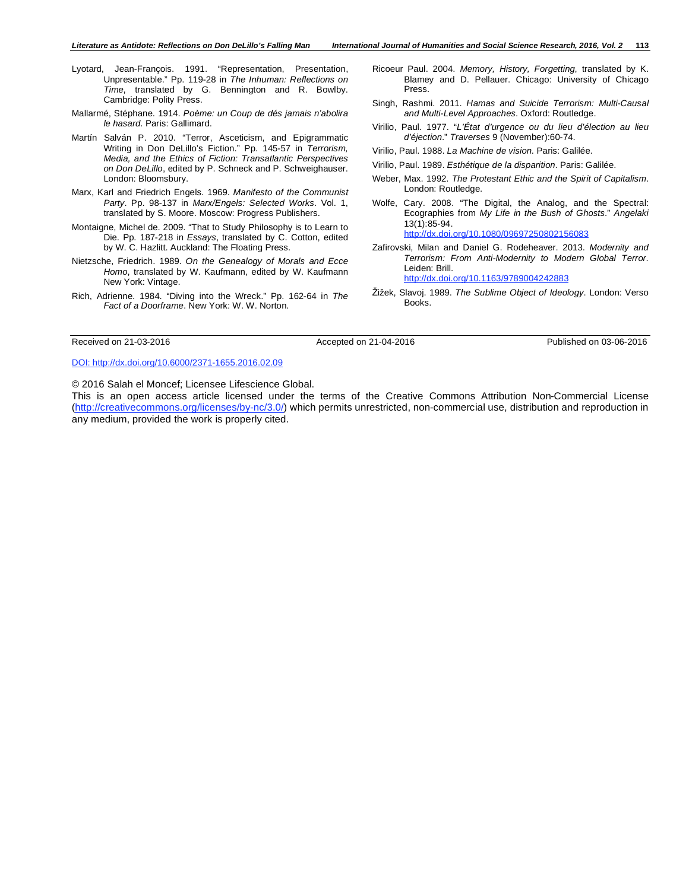Lyotard, Jean-François. 1991. "Representation, Presentation, Unpresentable." Pp. 119-28 in *The Inhuman: Reflections on Time*, translated by G. Bennington and R. Bowlby. Cambridge: Polity Press.

Mallarmé, Stéphane. 1914. *Poème: un Coup de dés jamais n'abolira le hasard*. Paris: Gallimard.

Martín Salván P. 2010. "Terror, Asceticism, and Epigrammatic Writing in Don DeLillo's Fiction." Pp. 145-57 in *Terrorism, Media, and the Ethics of Fiction: Transatlantic Perspectives on Don DeLillo*, edited by P. Schneck and P. Schweighauser. London: Bloomsbury.

Marx, Karl and Friedrich Engels. 1969. *Manifesto of the Communist Party*. Pp. 98-137 in *Marx/Engels: Selected Works*. Vol. 1, translated by S. Moore. Moscow: Progress Publishers.

Montaigne, Michel de. 2009. "That to Study Philosophy is to Learn to Die. Pp. 187-218 in *Essays*, translated by C. Cotton, edited by W. C. Hazlitt. Auckland: The Floating Press.

Nietzsche, Friedrich. 1989. *On the Genealogy of Morals and Ecce Homo*, translated by W. Kaufmann, edited by W. Kaufmann New York: Vintage.

Rich, Adrienne. 1984. "Diving into the Wreck." Pp. 162-64 in *The Fact of a Doorframe*. New York: W. W. Norton.

Ricoeur Paul. 2004. *Memory, History, Forgetting*, translated by K. Blamey and D. Pellauer. Chicago: University of Chicago Press.

Singh, Rashmi. 2011. *Hamas and Suicide Terrorism: Multi-Causal and Multi-Level Approaches*. Oxford: Routledge.

Virilio, Paul. 1977. "*L'État d'urgence ou du lieu d'élection au lieu d'éjection*." *Traverses* 9 (November):60-74.

Virilio, Paul. 1988. *La Machine de vision*. Paris: Galilée.

Virilio, Paul. 1989. *Esthétique de la disparition*. Paris: Galilée.

Weber, Max. 1992. *The Protestant Ethic and the Spirit of Capitalism*. London: Routledge.

Wolfe, Cary. 2008. "The Digital, the Analog, and the Spectral: Ecographies from *My Life in the Bush of Ghosts*." *Angelaki* 13(1):85-94.
http://dx.doi.org/10.1080/09697250802156083

Zafirovski, Milan and Daniel G. Rodeheaver. 2013. *Modernity and Terrorism: From Anti-Modernity to Modern Global Terror*. Leiden: Brill.
http://dx.doi.org/10.1163/9789004242883

Žižek, Slavoj. 1989. *The Sublime Object of Ideology*. London: Verso Books.

---

Received on 21-03-2016 Accepted on 21-04-2016 Published on 03-06-2016

DOI: http://dx.doi.org/10.6000/2371-1655.2016.02.09

© 2016 Salah el Moncef; Licensee Lifescience Global.

This is an open access article licensed under the terms of the Creative Commons Attribution Non-Commercial License (http://creativecommons.org/licenses/by-nc/3.0/) which permits unrestricted, non-commercial use, distribution and reproduction in any medium, provided the work is properly cited.